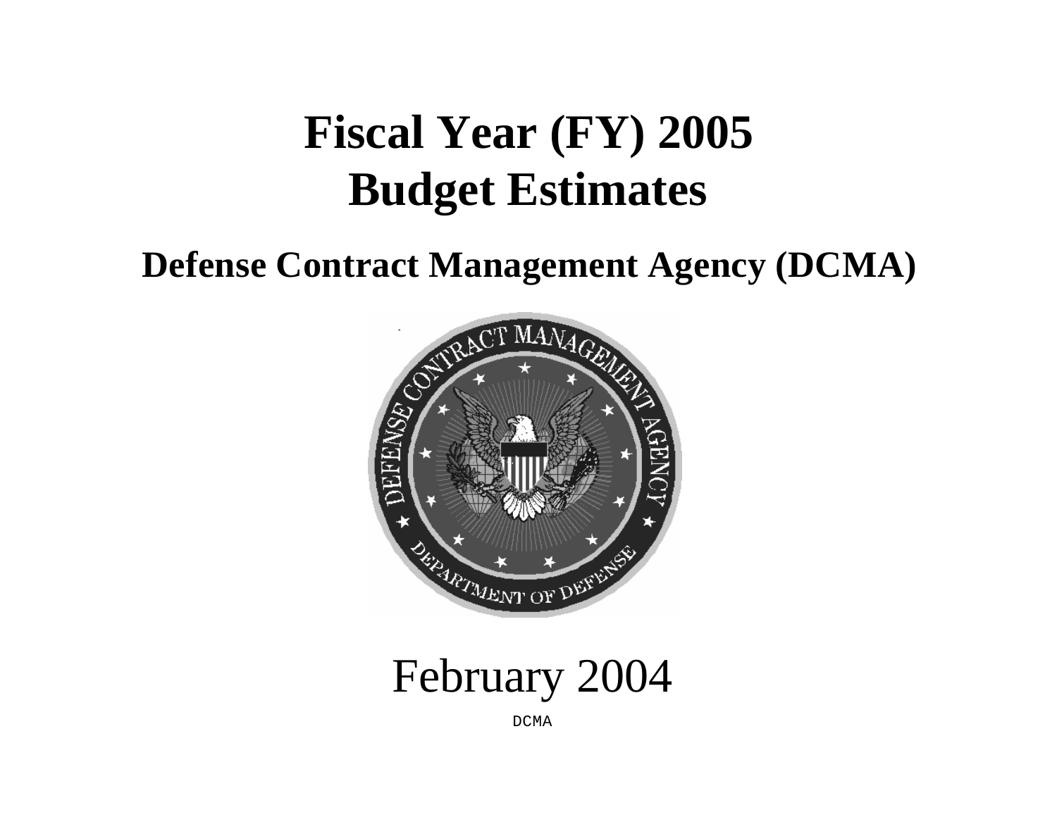# Fiscal Year (FY) 2005
# Budget Estimates

## Defense Contract Management Agency (DCMA)

February 2004

DCMA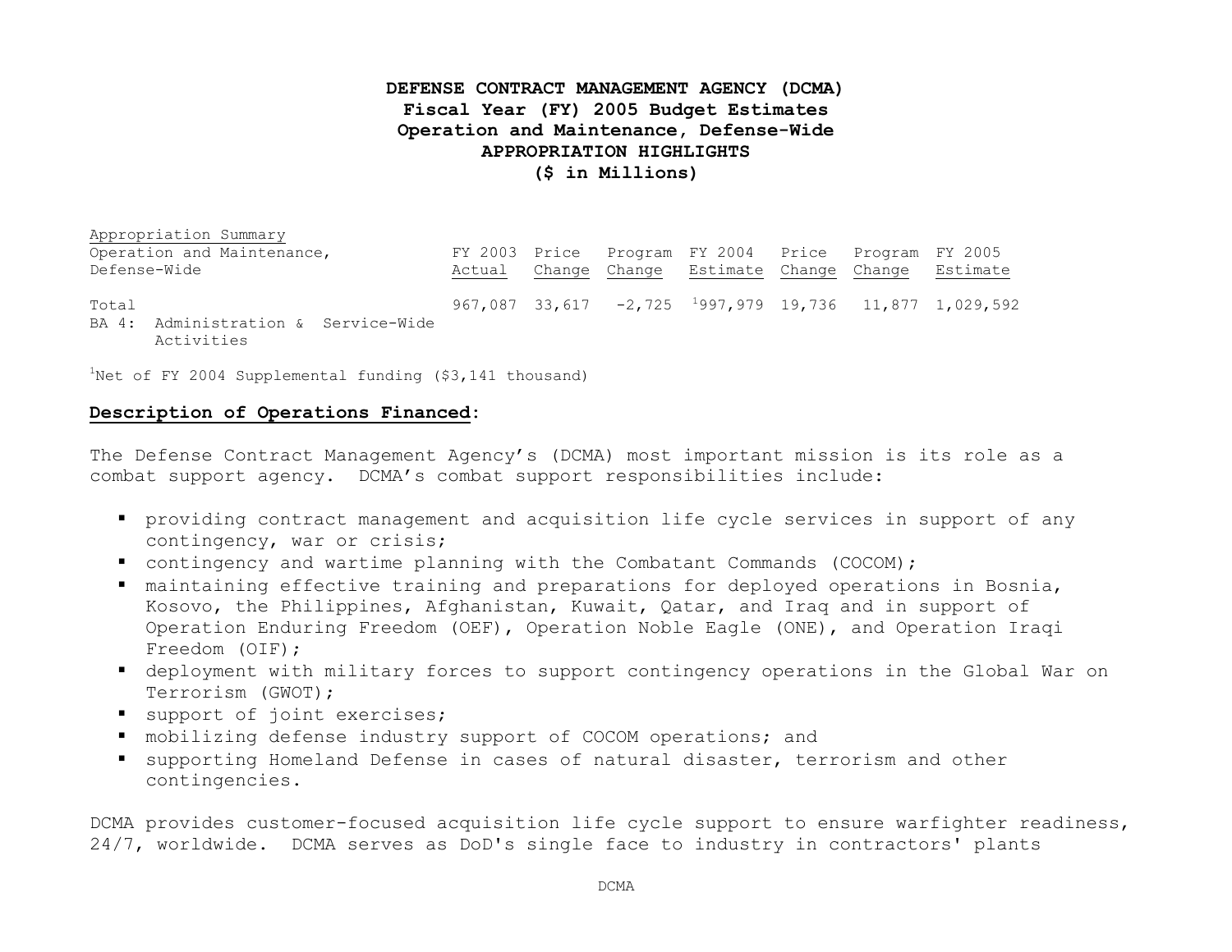**DEFENSE CONTRACT MANAGEMENT AGENCY (DCMA)**
**Fiscal Year (FY) 2005 Budget Estimates**
**Operation and Maintenance, Defense-Wide**
**APPROPRIATION HIGHLIGHTS**
**($ in Millions)**

| Appropriation Summary<br>Operation and Maintenance, Defense-Wide | FY 2003 Actual | Price Change | Program Change | FY 2004 Estimate | Price Change | Program Change | FY 2005 Estimate |
|---|---|---|---|---|---|---|---|
| Total<br>BA 4: Administration & Service-Wide Activities | 967,087 | 33,617 | -2,725 | [1]997,979 | 19,736 | 11,877 | 1,029,592 |

[1]Net of FY 2004 Supplemental funding ($3,141 thousand)

**Description of Operations Financed:**

The Defense Contract Management Agency's (DCMA) most important mission is its role as a combat support agency. DCMA's combat support responsibilities include:

- providing contract management and acquisition life cycle services in support of any contingency, war or crisis;
- contingency and wartime planning with the Combatant Commands (COCOM);
- maintaining effective training and preparations for deployed operations in Bosnia, Kosovo, the Philippines, Afghanistan, Kuwait, Qatar, and Iraq and in support of Operation Enduring Freedom (OEF), Operation Noble Eagle (ONE), and Operation Iraqi Freedom (OIF);
- deployment with military forces to support contingency operations in the Global War on Terrorism (GWOT);
- support of joint exercises;
- mobilizing defense industry support of COCOM operations; and
- supporting Homeland Defense in cases of natural disaster, terrorism and other contingencies.

DCMA provides customer-focused acquisition life cycle support to ensure warfighter readiness, 24/7, worldwide. DCMA serves as DoD's single face to industry in contractors' plants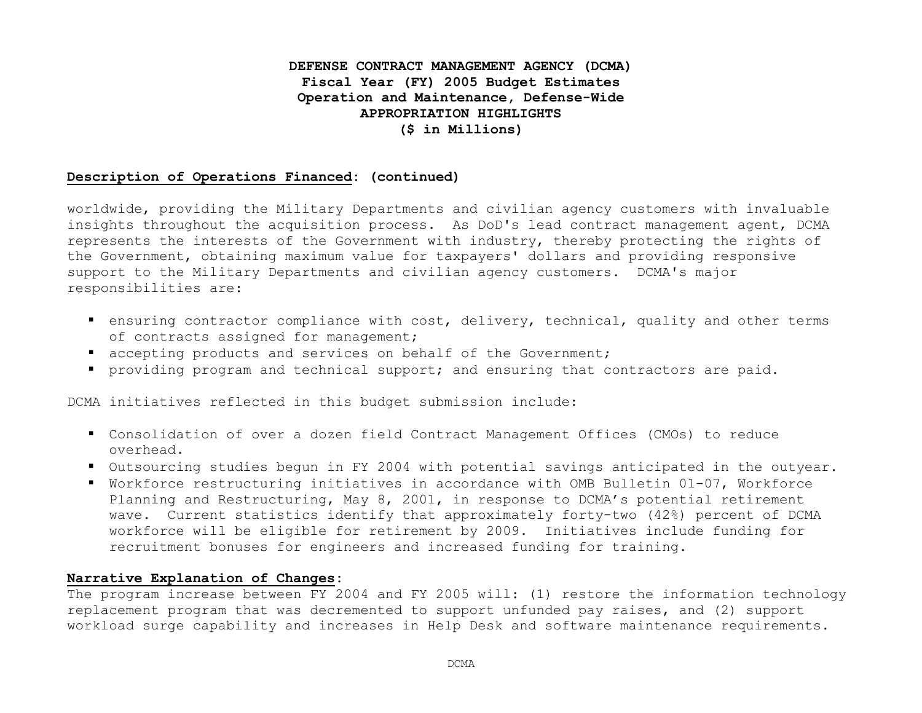**DEFENSE CONTRACT MANAGEMENT AGENCY (DCMA)**
**Fiscal Year (FY) 2005 Budget Estimates**
**Operation and Maintenance, Defense-Wide**
**APPROPRIATION HIGHLIGHTS**
**($ in Millions)**

**Description of Operations Financed: (continued)**

worldwide, providing the Military Departments and civilian agency customers with invaluable insights throughout the acquisition process. As DoD's lead contract management agent, DCMA represents the interests of the Government with industry, thereby protecting the rights of the Government, obtaining maximum value for taxpayers' dollars and providing responsive support to the Military Departments and civilian agency customers. DCMA's major responsibilities are:

- ensuring contractor compliance with cost, delivery, technical, quality and other terms of contracts assigned for management;
- accepting products and services on behalf of the Government;
- providing program and technical support; and ensuring that contractors are paid.

DCMA initiatives reflected in this budget submission include:

- Consolidation of over a dozen field Contract Management Offices (CMOs) to reduce overhead.
- Outsourcing studies begun in FY 2004 with potential savings anticipated in the outyear.
- Workforce restructuring initiatives in accordance with OMB Bulletin 01-07, Workforce Planning and Restructuring, May 8, 2001, in response to DCMA's potential retirement wave. Current statistics identify that approximately forty-two (42%) percent of DCMA workforce will be eligible for retirement by 2009. Initiatives include funding for recruitment bonuses for engineers and increased funding for training.

**Narrative Explanation of Changes:**
The program increase between FY 2004 and FY 2005 will: (1) restore the information technology replacement program that was decremented to support unfunded pay raises, and (2) support workload surge capability and increases in Help Desk and software maintenance requirements.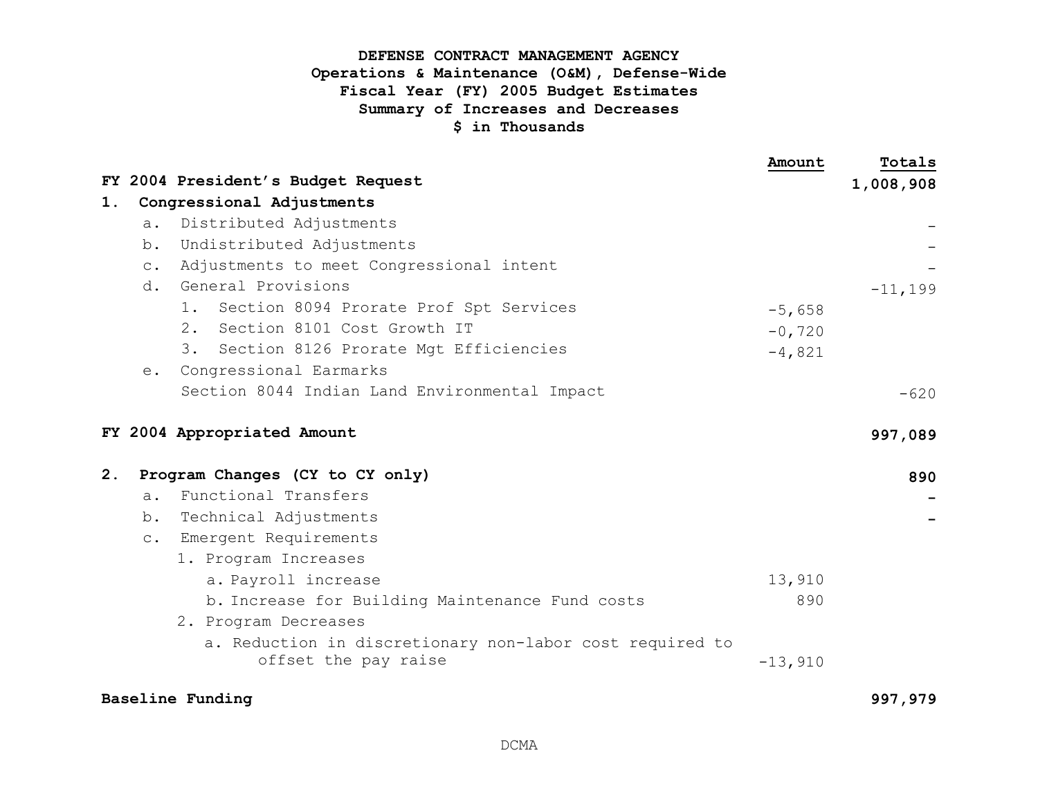**DEFENSE CONTRACT MANAGEMENT AGENCY**
**Operations & Maintenance (O&M), Defense-Wide**
**Fiscal Year (FY) 2005 Budget Estimates**
**Summary of Increases and Decreases**
**$ in Thousands**

| | Amount | Totals |
|---|---|---|
| **FY 2004 President's Budget Request** | | **1,008,908** |
| **1. Congressional Adjustments** | | |
| a. Distributed Adjustments | | - |
| b. Undistributed Adjustments | | - |
| c. Adjustments to meet Congressional intent | | - |
| d. General Provisions | | -11,199 |
| 1. Section 8094 Prorate Prof Spt Services | -5,658 | |
| 2. Section 8101 Cost Growth IT | -0,720 | |
| 3. Section 8126 Prorate Mgt Efficiencies | -4,821 | |
| e. Congressional Earmarks | | |
| Section 8044 Indian Land Environmental Impact | | -620 |
| **FY 2004 Appropriated Amount** | | **997,089** |
| **2. Program Changes (CY to CY only)** | | **890** |
| a. Functional Transfers | | **-** |
| b. Technical Adjustments | | **-** |
| c. Emergent Requirements | | |
| 1. Program Increases | | |
| a. Payroll increase | 13,910 | |
| b. Increase for Building Maintenance Fund costs | 890 | |
| 2. Program Decreases | | |
| a. Reduction in discretionary non-labor cost required to offset the pay raise | -13,910 | |
| **Baseline Funding** | | **997,979** |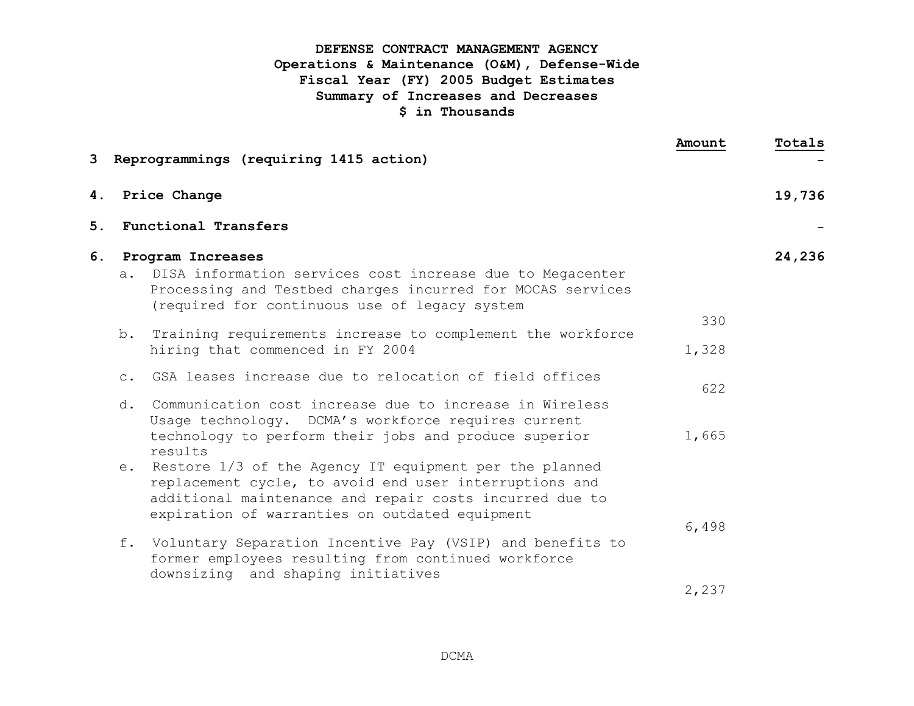**DEFENSE CONTRACT MANAGEMENT AGENCY**
**Operations & Maintenance (O&M), Defense-Wide**
**Fiscal Year (FY) 2005 Budget Estimates**
**Summary of Increases and Decreases**
**$ in Thousands**

| | Amount | Totals |
|---|---|---|
| **3 Reprogrammings (requiring 1415 action)** | | - |
| **4. Price Change** | | **19,736** |
| **5. Functional Transfers** | | - |
| **6. Program Increases** | | **24,236** |
| a. DISA information services cost increase due to Megacenter Processing and Testbed charges incurred for MOCAS services (required for continuous use of legacy system | 330 | |
| b. Training requirements increase to complement the workforce hiring that commenced in FY 2004 | 1,328 | |
| c. GSA leases increase due to relocation of field offices | 622 | |
| d. Communication cost increase due to increase in Wireless Usage technology. DCMA's workforce requires current technology to perform their jobs and produce superior results | 1,665 | |
| e. Restore 1/3 of the Agency IT equipment per the planned replacement cycle, to avoid end user interruptions and additional maintenance and repair costs incurred due to expiration of warranties on outdated equipment | 6,498 | |
| f. Voluntary Separation Incentive Pay (VSIP) and benefits to former employees resulting from continued workforce downsizing and shaping initiatives | 2,237 | |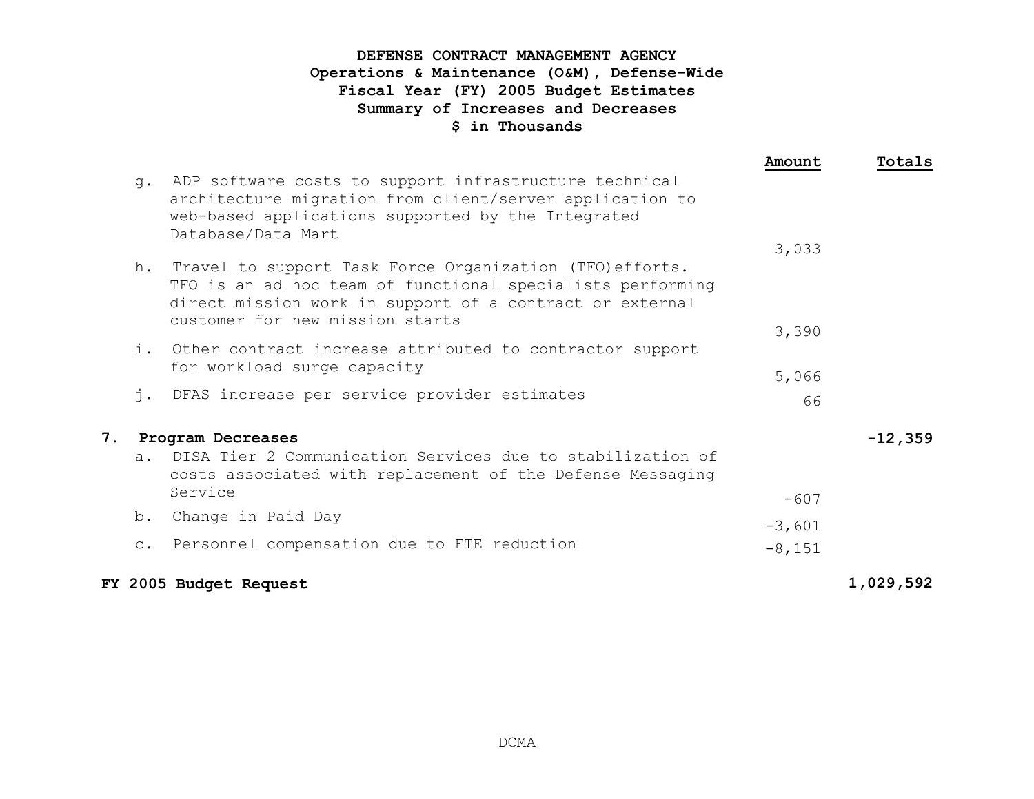# DEFENSE CONTRACT MANAGEMENT AGENCY
## Operations & Maintenance (O&M), Defense-Wide
## Fiscal Year (FY) 2005 Budget Estimates
## Summary of Increases and Decreases
## $ in Thousands

| | Amount | Totals |
|---|---|---|
| g. ADP software costs to support infrastructure technical architecture migration from client/server application to web-based applications supported by the Integrated Database/Data Mart | 3,033 | |
| h. Travel to support Task Force Organization (TFO) efforts. TFO is an ad hoc team of functional specialists performing direct mission work in support of a contract or external customer for new mission starts | 3,390 | |
| i. Other contract increase attributed to contractor support for workload surge capacity | 5,066 | |
| j. DFAS increase per service provider estimates | 66 | |
| **7. Program Decreases** | | **-12,359** |
| a. DISA Tier 2 Communication Services due to stabilization of costs associated with replacement of the Defense Messaging Service | -607 | |
| b. Change in Paid Day | -3,601 | |
| c. Personnel compensation due to FTE reduction | -8,151 | |
| **FY 2005 Budget Request** | | **1,029,592** |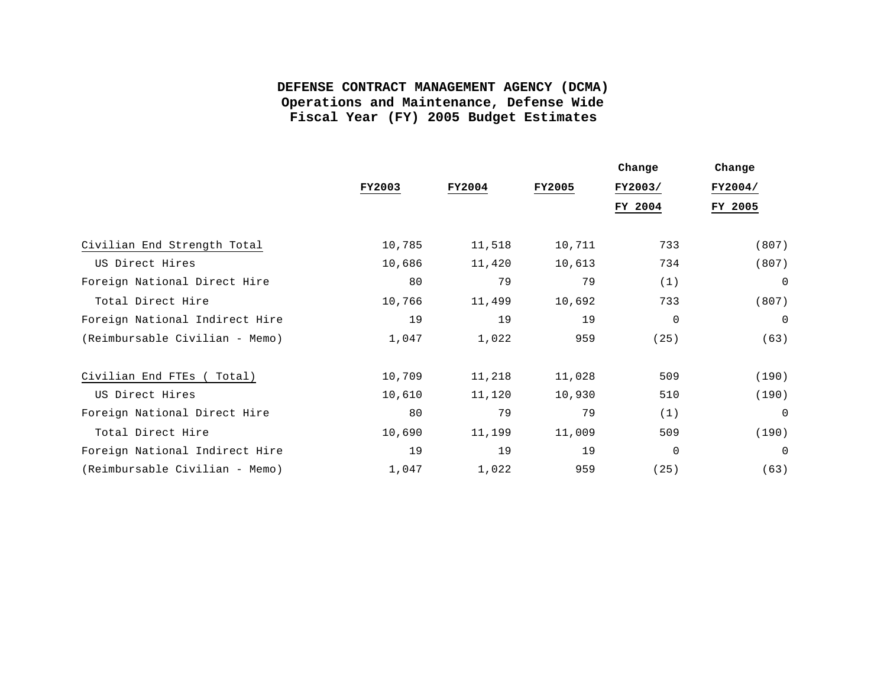# DEFENSE CONTRACT MANAGEMENT AGENCY (DCMA)
## Operations and Maintenance, Defense Wide
## Fiscal Year (FY) 2005 Budget Estimates

| | FY2003 | FY2004 | FY2005 | Change FY2003/ FY 2004 | Change FY2004/ FY 2005 |
|---|---|---|---|---|---|
| Civilian End Strength Total | 10,785 | 11,518 | 10,711 | 733 | (807) |
| US Direct Hires | 10,686 | 11,420 | 10,613 | 734 | (807) |
| Foreign National Direct Hire | 80 | 79 | 79 | (1) | 0 |
| Total Direct Hire | 10,766 | 11,499 | 10,692 | 733 | (807) |
| Foreign National Indirect Hire | 19 | 19 | 19 | 0 | 0 |
| (Reimbursable Civilian - Memo) | 1,047 | 1,022 | 959 | (25) | (63) |
| | | | | | |
| Civilian End FTEs ( Total) | 10,709 | 11,218 | 11,028 | 509 | (190) |
| US Direct Hires | 10,610 | 11,120 | 10,930 | 510 | (190) |
| Foreign National Direct Hire | 80 | 79 | 79 | (1) | 0 |
| Total Direct Hire | 10,690 | 11,199 | 11,009 | 509 | (190) |
| Foreign National Indirect Hire | 19 | 19 | 19 | 0 | 0 |
| (Reimbursable Civilian - Memo) | 1,047 | 1,022 | 959 | (25) | (63) |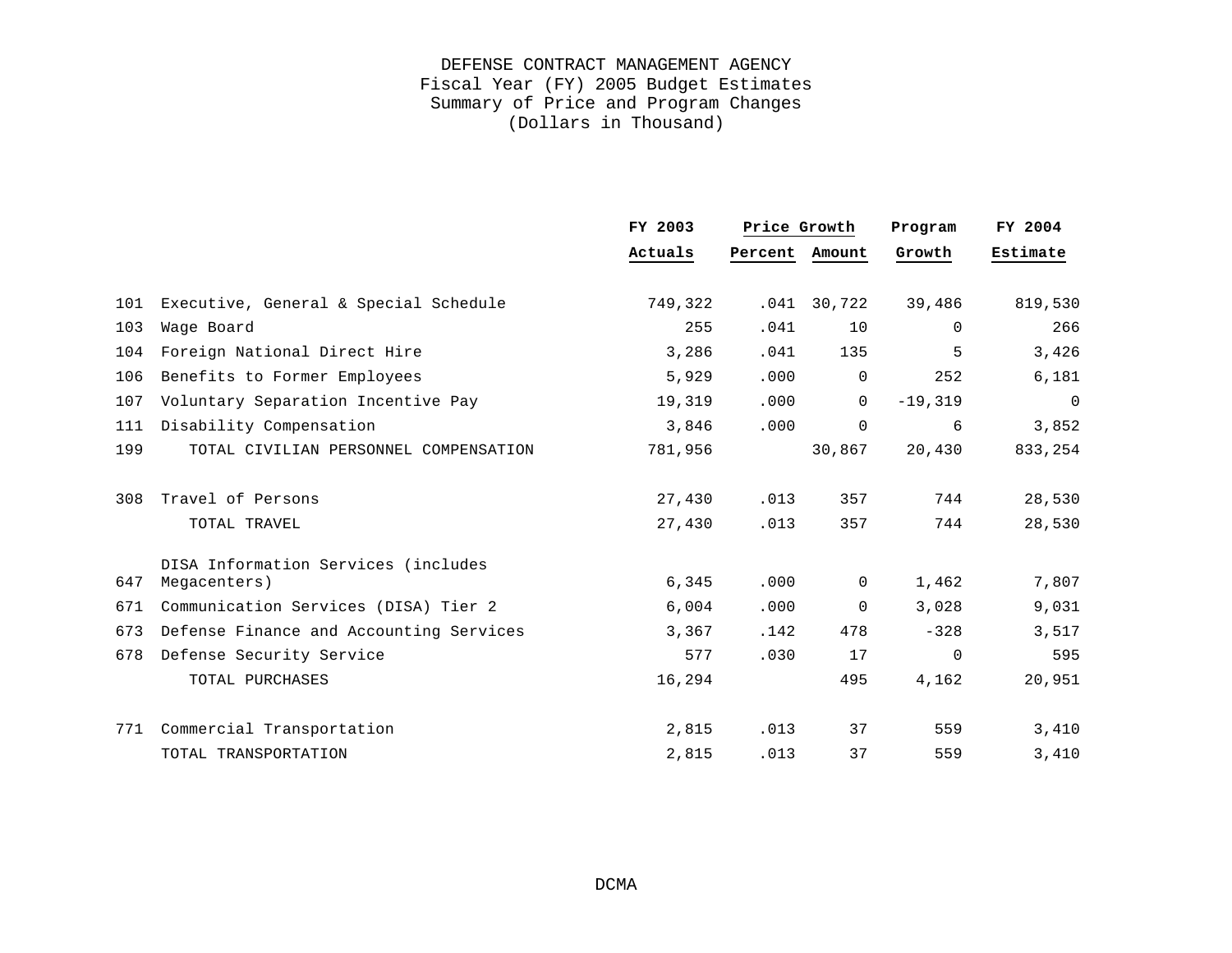DEFENSE CONTRACT MANAGEMENT AGENCY
Fiscal Year (FY) 2005 Budget Estimates
Summary of Price and Program Changes
(Dollars in Thousand)

| | | FY 2003 | Price Growth | | Program | FY 2004 |
|---|---|---|---|---|---|---|
| | | Actuals | Percent | Amount | Growth | Estimate |
| 101 | Executive, General & Special Schedule | 749,322 | .041 | 30,722 | 39,486 | 819,530 |
| 103 | Wage Board | 255 | .041 | 10 | 0 | 266 |
| 104 | Foreign National Direct Hire | 3,286 | .041 | 135 | 5 | 3,426 |
| 106 | Benefits to Former Employees | 5,929 | .000 | 0 | 252 | 6,181 |
| 107 | Voluntary Separation Incentive Pay | 19,319 | .000 | 0 | -19,319 | 0 |
| 111 | Disability Compensation | 3,846 | .000 | 0 | 6 | 3,852 |
| 199 | TOTAL CIVILIAN PERSONNEL COMPENSATION | 781,956 | | 30,867 | 20,430 | 833,254 |
| | | | | | | |
| 308 | Travel of Persons | 27,430 | .013 | 357 | 744 | 28,530 |
| | TOTAL TRAVEL | 27,430 | .013 | 357 | 744 | 28,530 |
| | | | | | | |
| 647 | DISA Information Services (includes Megacenters) | 6,345 | .000 | 0 | 1,462 | 7,807 |
| 671 | Communication Services (DISA) Tier 2 | 6,004 | .000 | 0 | 3,028 | 9,031 |
| 673 | Defense Finance and Accounting Services | 3,367 | .142 | 478 | -328 | 3,517 |
| 678 | Defense Security Service | 577 | .030 | 17 | 0 | 595 |
| | TOTAL PURCHASES | 16,294 | | 495 | 4,162 | 20,951 |
| | | | | | | |
| 771 | Commercial Transportation | 2,815 | .013 | 37 | 559 | 3,410 |
| | TOTAL TRANSPORTATION | 2,815 | .013 | 37 | 559 | 3,410 |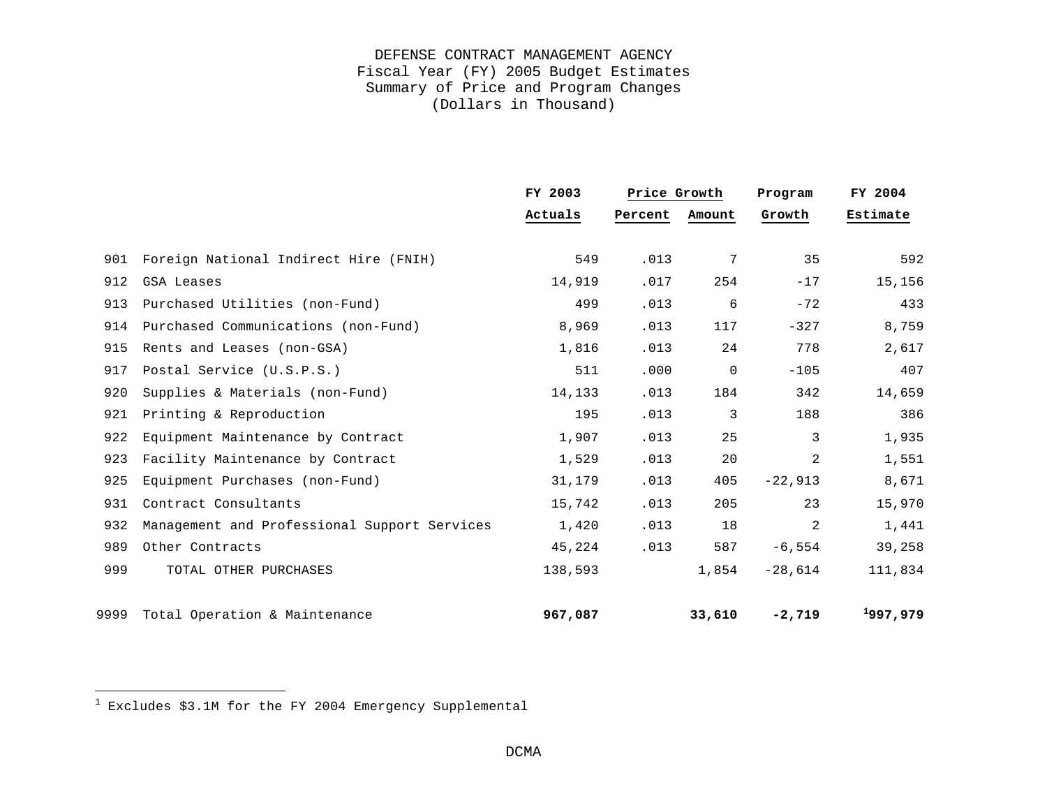DEFENSE CONTRACT MANAGEMENT AGENCY
Fiscal Year (FY) 2005 Budget Estimates
Summary of Price and Program Changes
(Dollars in Thousand)

| | | FY 2003 | Price Growth | | Program | FY 2004 |
|---|---|---|---|---|---|---|
| | | **Actuals** | **Percent** | **Amount** | **Growth** | **Estimate** |
| 901 | Foreign National Indirect Hire (FNIH) | 549 | .013 | 7 | 35 | 592 |
| 912 | GSA Leases | 14,919 | .017 | 254 | -17 | 15,156 |
| 913 | Purchased Utilities (non-Fund) | 499 | .013 | 6 | -72 | 433 |
| 914 | Purchased Communications (non-Fund) | 8,969 | .013 | 117 | -327 | 8,759 |
| 915 | Rents and Leases (non-GSA) | 1,816 | .013 | 24 | 778 | 2,617 |
| 917 | Postal Service (U.S.P.S.) | 511 | .000 | 0 | -105 | 407 |
| 920 | Supplies & Materials (non-Fund) | 14,133 | .013 | 184 | 342 | 14,659 |
| 921 | Printing & Reproduction | 195 | .013 | 3 | 188 | 386 |
| 922 | Equipment Maintenance by Contract | 1,907 | .013 | 25 | 3 | 1,935 |
| 923 | Facility Maintenance by Contract | 1,529 | .013 | 20 | 2 | 1,551 |
| 925 | Equipment Purchases (non-Fund) | 31,179 | .013 | 405 | -22,913 | 8,671 |
| 931 | Contract Consultants | 15,742 | .013 | 205 | 23 | 15,970 |
| 932 | Management and Professional Support Services | 1,420 | .013 | 18 | 2 | 1,441 |
| 989 | Other Contracts | 45,224 | .013 | 587 | -6,554 | 39,258 |
| 999 | TOTAL OTHER PURCHASES | 138,593 | | 1,854 | -28,614 | 111,834 |
| 9999 | Total Operation & Maintenance | **967,087** | | **33,610** | **-2,719** | **[1]997,979** |

[1] Excludes $3.1M for the FY 2004 Emergency Supplemental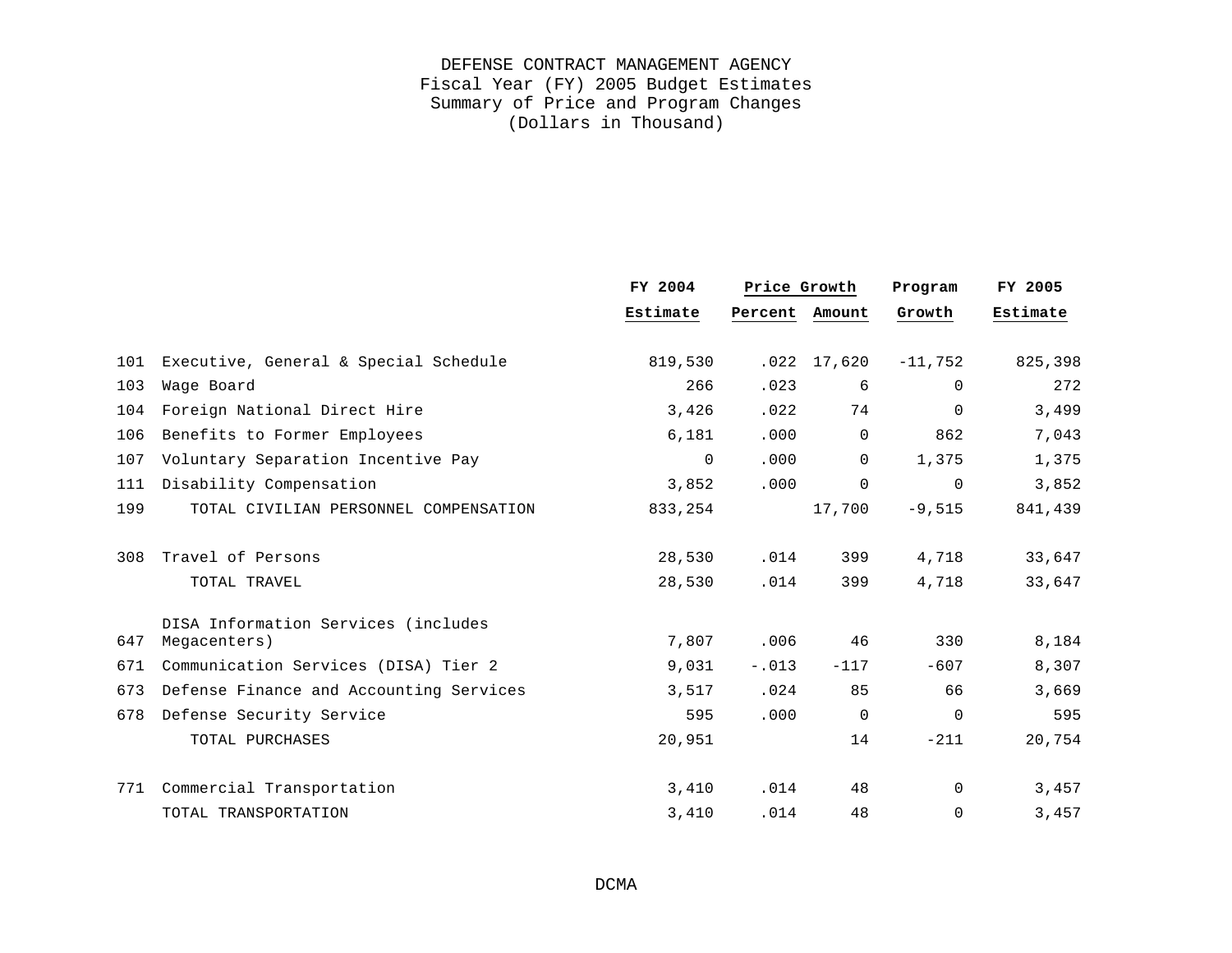# DEFENSE CONTRACT MANAGEMENT AGENCY
## Fiscal Year (FY) 2005 Budget Estimates
## Summary of Price and Program Changes
## (Dollars in Thousand)

| | | FY 2004 | Price Growth | | Program | FY 2005 |
|---|---|---|---|---|---|---|
| | | Estimate | Percent | Amount | Growth | Estimate |
| 101 | Executive, General & Special Schedule | 819,530 | .022 | 17,620 | -11,752 | 825,398 |
| 103 | Wage Board | 266 | .023 | 6 | 0 | 272 |
| 104 | Foreign National Direct Hire | 3,426 | .022 | 74 | 0 | 3,499 |
| 106 | Benefits to Former Employees | 6,181 | .000 | 0 | 862 | 7,043 |
| 107 | Voluntary Separation Incentive Pay | 0 | .000 | 0 | 1,375 | 1,375 |
| 111 | Disability Compensation | 3,852 | .000 | 0 | 0 | 3,852 |
| 199 | TOTAL CIVILIAN PERSONNEL COMPENSATION | 833,254 | | 17,700 | -9,515 | 841,439 |
| | | | | | | |
| 308 | Travel of Persons | 28,530 | .014 | 399 | 4,718 | 33,647 |
| | TOTAL TRAVEL | 28,530 | .014 | 399 | 4,718 | 33,647 |
| | | | | | | |
| 647 | DISA Information Services (includes Megacenters) | 7,807 | .006 | 46 | 330 | 8,184 |
| 671 | Communication Services (DISA) Tier 2 | 9,031 | -.013 | -117 | -607 | 8,307 |
| 673 | Defense Finance and Accounting Services | 3,517 | .024 | 85 | 66 | 3,669 |
| 678 | Defense Security Service | 595 | .000 | 0 | 0 | 595 |
| | TOTAL PURCHASES | 20,951 | | 14 | -211 | 20,754 |
| | | | | | | |
| 771 | Commercial Transportation | 3,410 | .014 | 48 | 0 | 3,457 |
| | TOTAL TRANSPORTATION | 3,410 | .014 | 48 | 0 | 3,457 |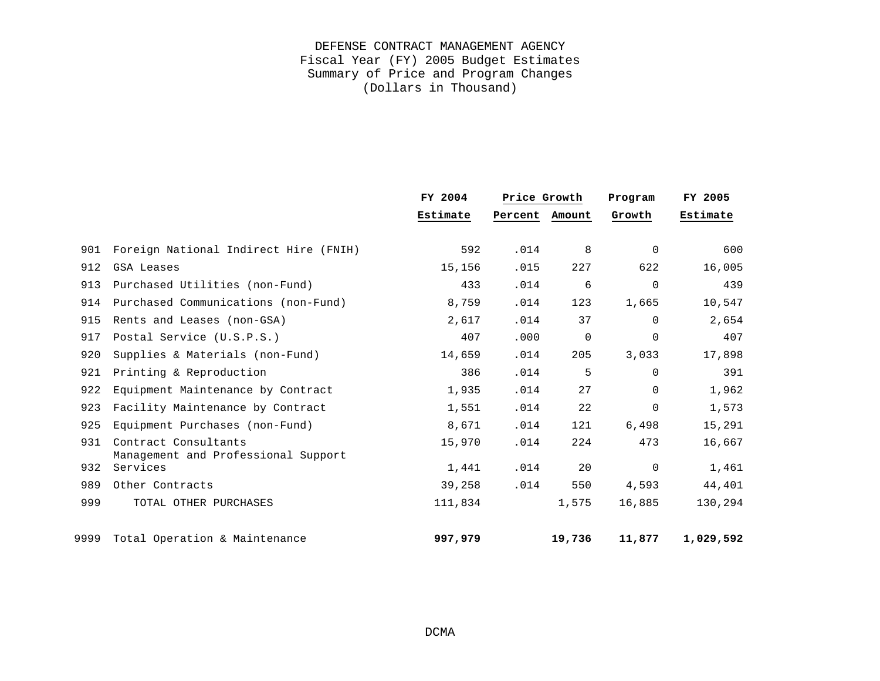# DEFENSE CONTRACT MANAGEMENT AGENCY
## Fiscal Year (FY) 2005 Budget Estimates
## Summary of Price and Program Changes
## (Dollars in Thousand)

| | | FY 2004 | Price Growth | | Program | FY 2005 |
|---|---|---|---|---|---|---|
| | | Estimate | Percent | Amount | Growth | Estimate |
| 901 | Foreign National Indirect Hire (FNIH) | 592 | .014 | 8 | 0 | 600 |
| 912 | GSA Leases | 15,156 | .015 | 227 | 622 | 16,005 |
| 913 | Purchased Utilities (non-Fund) | 433 | .014 | 6 | 0 | 439 |
| 914 | Purchased Communications (non-Fund) | 8,759 | .014 | 123 | 1,665 | 10,547 |
| 915 | Rents and Leases (non-GSA) | 2,617 | .014 | 37 | 0 | 2,654 |
| 917 | Postal Service (U.S.P.S.) | 407 | .000 | 0 | 0 | 407 |
| 920 | Supplies & Materials (non-Fund) | 14,659 | .014 | 205 | 3,033 | 17,898 |
| 921 | Printing & Reproduction | 386 | .014 | 5 | 0 | 391 |
| 922 | Equipment Maintenance by Contract | 1,935 | .014 | 27 | 0 | 1,962 |
| 923 | Facility Maintenance by Contract | 1,551 | .014 | 22 | 0 | 1,573 |
| 925 | Equipment Purchases (non-Fund) | 8,671 | .014 | 121 | 6,498 | 15,291 |
| 931 | Contract Consultants | 15,970 | .014 | 224 | 473 | 16,667 |
| 932 | Management and Professional Support Services | 1,441 | .014 | 20 | 0 | 1,461 |
| 989 | Other Contracts | 39,258 | .014 | 550 | 4,593 | 44,401 |
| 999 | TOTAL OTHER PURCHASES | 111,834 | | 1,575 | 16,885 | 130,294 |
| 9999 | Total Operation & Maintenance | **997,979** | | **19,736** | **11,877** | **1,029,592** |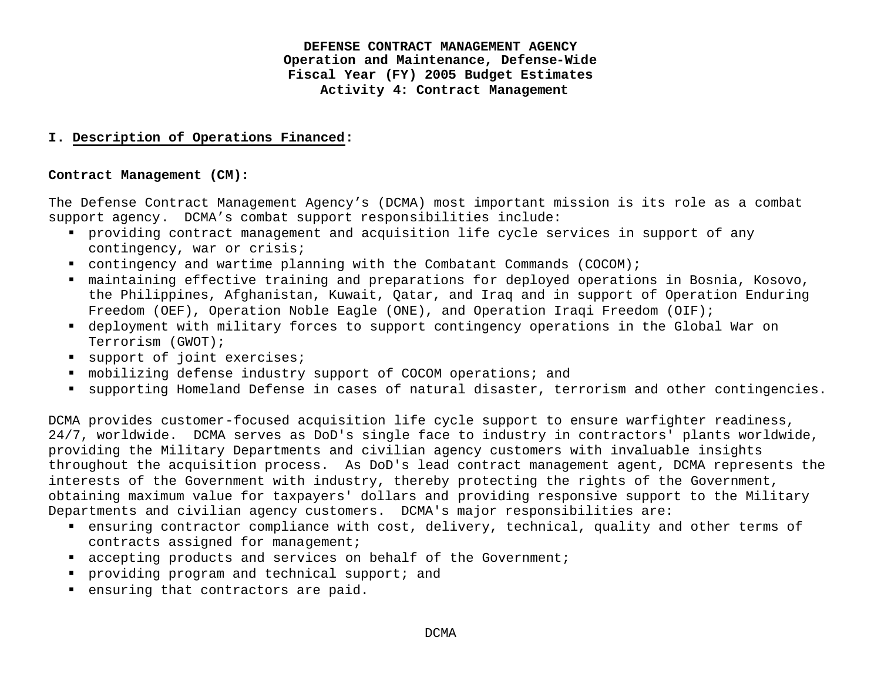**DEFENSE CONTRACT MANAGEMENT AGENCY**
**Operation and Maintenance, Defense-Wide**
**Fiscal Year (FY) 2005 Budget Estimates**
**Activity 4: Contract Management**

**I. Description of Operations Financed:**

**Contract Management (CM):**

The Defense Contract Management Agency's (DCMA) most important mission is its role as a combat support agency. DCMA's combat support responsibilities include:

- providing contract management and acquisition life cycle services in support of any contingency, war or crisis;
- contingency and wartime planning with the Combatant Commands (COCOM);
- maintaining effective training and preparations for deployed operations in Bosnia, Kosovo, the Philippines, Afghanistan, Kuwait, Qatar, and Iraq and in support of Operation Enduring Freedom (OEF), Operation Noble Eagle (ONE), and Operation Iraqi Freedom (OIF);
- deployment with military forces to support contingency operations in the Global War on Terrorism (GWOT);
- support of joint exercises;
- mobilizing defense industry support of COCOM operations; and
- supporting Homeland Defense in cases of natural disaster, terrorism and other contingencies.

DCMA provides customer-focused acquisition life cycle support to ensure warfighter readiness, 24/7, worldwide. DCMA serves as DoD's single face to industry in contractors' plants worldwide, providing the Military Departments and civilian agency customers with invaluable insights throughout the acquisition process. As DoD's lead contract management agent, DCMA represents the interests of the Government with industry, thereby protecting the rights of the Government, obtaining maximum value for taxpayers' dollars and providing responsive support to the Military Departments and civilian agency customers. DCMA's major responsibilities are:

- ensuring contractor compliance with cost, delivery, technical, quality and other terms of contracts assigned for management;
- accepting products and services on behalf of the Government;
- providing program and technical support; and
- ensuring that contractors are paid.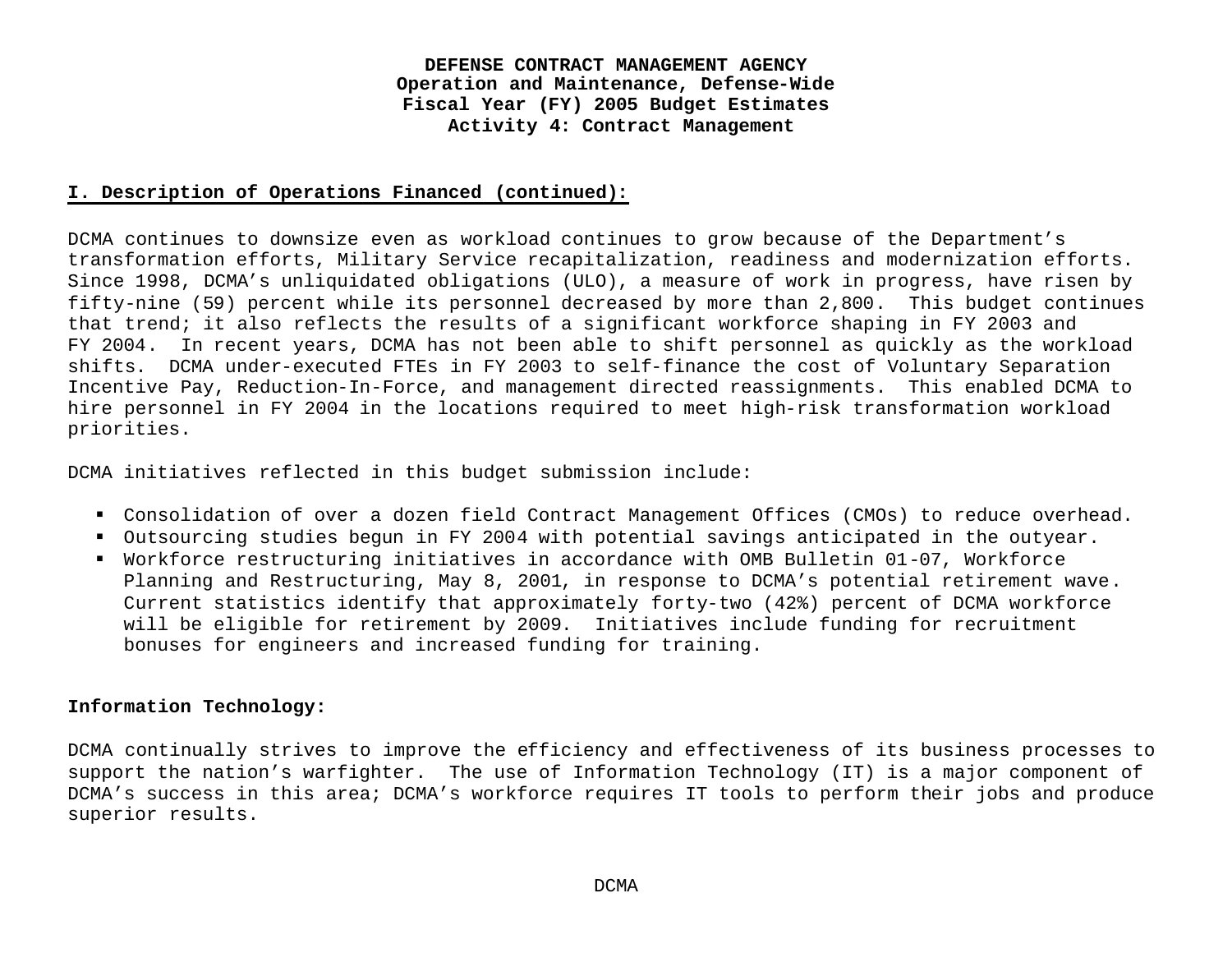**DEFENSE CONTRACT MANAGEMENT AGENCY**
**Operation and Maintenance, Defense-Wide**
**Fiscal Year (FY) 2005 Budget Estimates**
**Activity 4: Contract Management**

## I. Description of Operations Financed (continued):

DCMA continues to downsize even as workload continues to grow because of the Department's transformation efforts, Military Service recapitalization, readiness and modernization efforts. Since 1998, DCMA's unliquidated obligations (ULO), a measure of work in progress, have risen by fifty-nine (59) percent while its personnel decreased by more than 2,800. This budget continues that trend; it also reflects the results of a significant workforce shaping in FY 2003 and FY 2004. In recent years, DCMA has not been able to shift personnel as quickly as the workload shifts. DCMA under-executed FTEs in FY 2003 to self-finance the cost of Voluntary Separation Incentive Pay, Reduction-In-Force, and management directed reassignments. This enabled DCMA to hire personnel in FY 2004 in the locations required to meet high-risk transformation workload priorities.

DCMA initiatives reflected in this budget submission include:

- Consolidation of over a dozen field Contract Management Offices (CMOs) to reduce overhead.
- Outsourcing studies begun in FY 2004 with potential savings anticipated in the outyear.
- Workforce restructuring initiatives in accordance with OMB Bulletin 01-07, Workforce Planning and Restructuring, May 8, 2001, in response to DCMA's potential retirement wave. Current statistics identify that approximately forty-two (42%) percent of DCMA workforce will be eligible for retirement by 2009. Initiatives include funding for recruitment bonuses for engineers and increased funding for training.

**Information Technology:**

DCMA continually strives to improve the efficiency and effectiveness of its business processes to support the nation's warfighter. The use of Information Technology (IT) is a major component of DCMA's success in this area; DCMA's workforce requires IT tools to perform their jobs and produce superior results.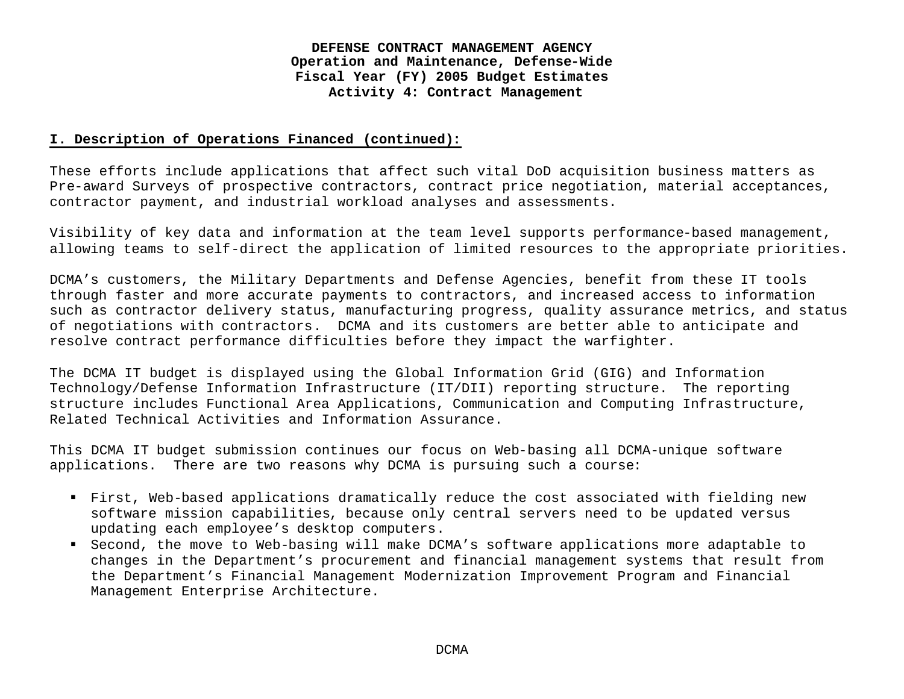**DEFENSE CONTRACT MANAGEMENT AGENCY**
**Operation and Maintenance, Defense-Wide**
**Fiscal Year (FY) 2005 Budget Estimates**
**Activity 4: Contract Management**

## I. Description of Operations Financed (continued):

These efforts include applications that affect such vital DoD acquisition business matters as Pre-award Surveys of prospective contractors, contract price negotiation, material acceptances, contractor payment, and industrial workload analyses and assessments.

Visibility of key data and information at the team level supports performance-based management, allowing teams to self-direct the application of limited resources to the appropriate priorities.

DCMA's customers, the Military Departments and Defense Agencies, benefit from these IT tools through faster and more accurate payments to contractors, and increased access to information such as contractor delivery status, manufacturing progress, quality assurance metrics, and status of negotiations with contractors. DCMA and its customers are better able to anticipate and resolve contract performance difficulties before they impact the warfighter.

The DCMA IT budget is displayed using the Global Information Grid (GIG) and Information Technology/Defense Information Infrastructure (IT/DII) reporting structure. The reporting structure includes Functional Area Applications, Communication and Computing Infrastructure, Related Technical Activities and Information Assurance.

This DCMA IT budget submission continues our focus on Web-basing all DCMA-unique software applications. There are two reasons why DCMA is pursuing such a course:

- First, Web-based applications dramatically reduce the cost associated with fielding new software mission capabilities, because only central servers need to be updated versus updating each employee's desktop computers.
- Second, the move to Web-basing will make DCMA's software applications more adaptable to changes in the Department's procurement and financial management systems that result from the Department's Financial Management Modernization Improvement Program and Financial Management Enterprise Architecture.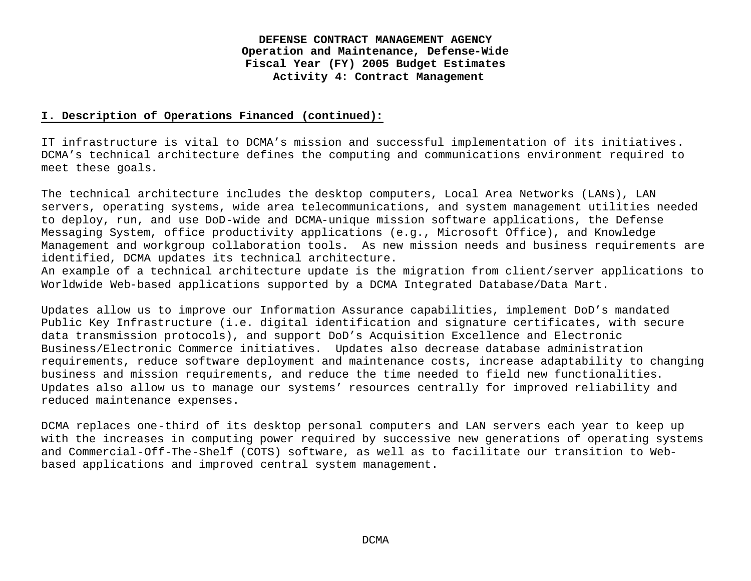**I. Description of Operations Financed (continued):**

IT infrastructure is vital to DCMA's mission and successful implementation of its initiatives. DCMA's technical architecture defines the computing and communications environment required to meet these goals.

The technical architecture includes the desktop computers, Local Area Networks (LANs), LAN servers, operating systems, wide area telecommunications, and system management utilities needed to deploy, run, and use DoD-wide and DCMA-unique mission software applications, the Defense Messaging System, office productivity applications (e.g., Microsoft Office), and Knowledge Management and workgroup collaboration tools. As new mission needs and business requirements are identified, DCMA updates its technical architecture.
An example of a technical architecture update is the migration from client/server applications to Worldwide Web-based applications supported by a DCMA Integrated Database/Data Mart.

Updates allow us to improve our Information Assurance capabilities, implement DoD's mandated Public Key Infrastructure (i.e. digital identification and signature certificates, with secure data transmission protocols), and support DoD's Acquisition Excellence and Electronic Business/Electronic Commerce initiatives. Updates also decrease database administration requirements, reduce software deployment and maintenance costs, increase adaptability to changing business and mission requirements, and reduce the time needed to field new functionalities. Updates also allow us to manage our systems' resources centrally for improved reliability and reduced maintenance expenses.

DCMA replaces one-third of its desktop personal computers and LAN servers each year to keep up with the increases in computing power required by successive new generations of operating systems and Commercial-Off-The-Shelf (COTS) software, as well as to facilitate our transition to Web-based applications and improved central system management.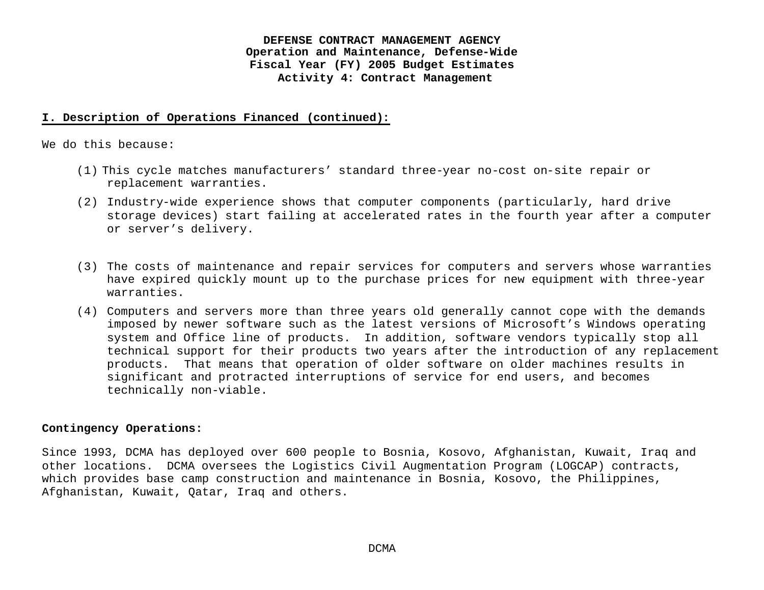**I. Description of Operations Financed (continued):**

We do this because:

(1) This cycle matches manufacturers' standard three-year no-cost on-site repair or replacement warranties.

(2) Industry-wide experience shows that computer components (particularly, hard drive storage devices) start failing at accelerated rates in the fourth year after a computer or server's delivery.

(3) The costs of maintenance and repair services for computers and servers whose warranties have expired quickly mount up to the purchase prices for new equipment with three-year warranties.

(4) Computers and servers more than three years old generally cannot cope with the demands imposed by newer software such as the latest versions of Microsoft's Windows operating system and Office line of products. In addition, software vendors typically stop all technical support for their products two years after the introduction of any replacement products. That means that operation of older software on older machines results in significant and protracted interruptions of service for end users, and becomes technically non-viable.

**Contingency Operations:**

Since 1993, DCMA has deployed over 600 people to Bosnia, Kosovo, Afghanistan, Kuwait, Iraq and other locations. DCMA oversees the Logistics Civil Augmentation Program (LOGCAP) contracts, which provides base camp construction and maintenance in Bosnia, Kosovo, the Philippines, Afghanistan, Kuwait, Qatar, Iraq and others.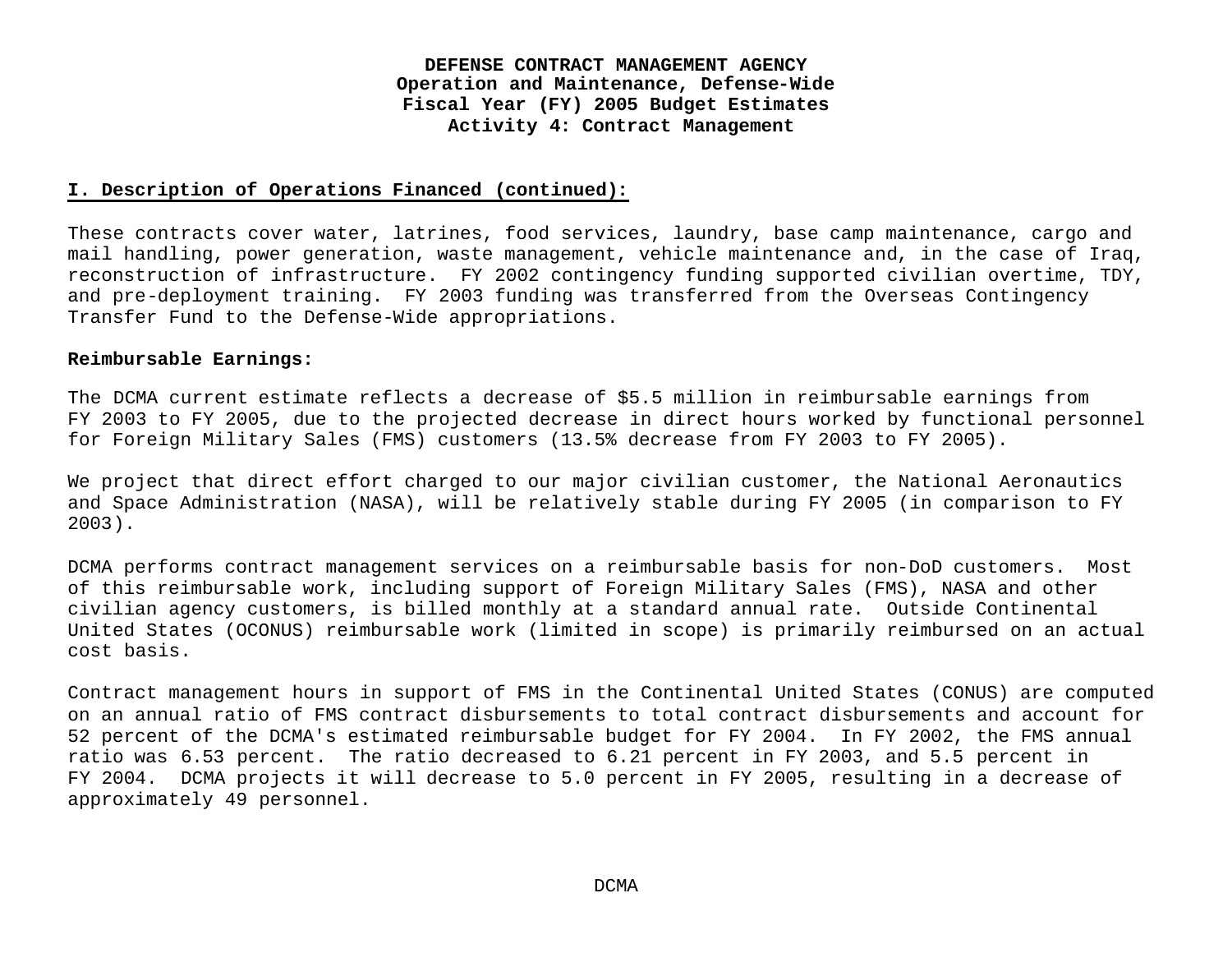# DEFENSE CONTRACT MANAGEMENT AGENCY
## Operation and Maintenance, Defense-Wide
## Fiscal Year (FY) 2005 Budget Estimates
## Activity 4: Contract Management

**I. Description of Operations Financed (continued):**

These contracts cover water, latrines, food services, laundry, base camp maintenance, cargo and mail handling, power generation, waste management, vehicle maintenance and, in the case of Iraq, reconstruction of infrastructure. FY 2002 contingency funding supported civilian overtime, TDY, and pre-deployment training. FY 2003 funding was transferred from the Overseas Contingency Transfer Fund to the Defense-Wide appropriations.

**Reimbursable Earnings:**

The DCMA current estimate reflects a decrease of $5.5 million in reimbursable earnings from FY 2003 to FY 2005, due to the projected decrease in direct hours worked by functional personnel for Foreign Military Sales (FMS) customers (13.5% decrease from FY 2003 to FY 2005).

We project that direct effort charged to our major civilian customer, the National Aeronautics and Space Administration (NASA), will be relatively stable during FY 2005 (in comparison to FY 2003).

DCMA performs contract management services on a reimbursable basis for non-DoD customers. Most of this reimbursable work, including support of Foreign Military Sales (FMS), NASA and other civilian agency customers, is billed monthly at a standard annual rate. Outside Continental United States (OCONUS) reimbursable work (limited in scope) is primarily reimbursed on an actual cost basis.

Contract management hours in support of FMS in the Continental United States (CONUS) are computed on an annual ratio of FMS contract disbursements to total contract disbursements and account for 52 percent of the DCMA's estimated reimbursable budget for FY 2004. In FY 2002, the FMS annual ratio was 6.53 percent. The ratio decreased to 6.21 percent in FY 2003, and 5.5 percent in FY 2004. DCMA projects it will decrease to 5.0 percent in FY 2005, resulting in a decrease of approximately 49 personnel.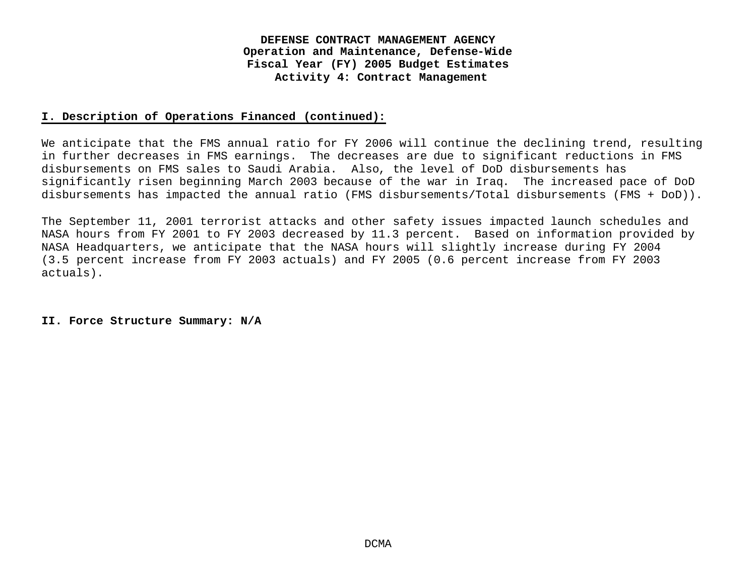## I. Description of Operations Financed (continued):

We anticipate that the FMS annual ratio for FY 2006 will continue the declining trend, resulting in further decreases in FMS earnings. The decreases are due to significant reductions in FMS disbursements on FMS sales to Saudi Arabia. Also, the level of DoD disbursements has significantly risen beginning March 2003 because of the war in Iraq. The increased pace of DoD disbursements has impacted the annual ratio (FMS disbursements/Total disbursements (FMS + DoD)).

The September 11, 2001 terrorist attacks and other safety issues impacted launch schedules and NASA hours from FY 2001 to FY 2003 decreased by 11.3 percent. Based on information provided by NASA Headquarters, we anticipate that the NASA hours will slightly increase during FY 2004 (3.5 percent increase from FY 2003 actuals) and FY 2005 (0.6 percent increase from FY 2003 actuals).

## II. Force Structure Summary: N/A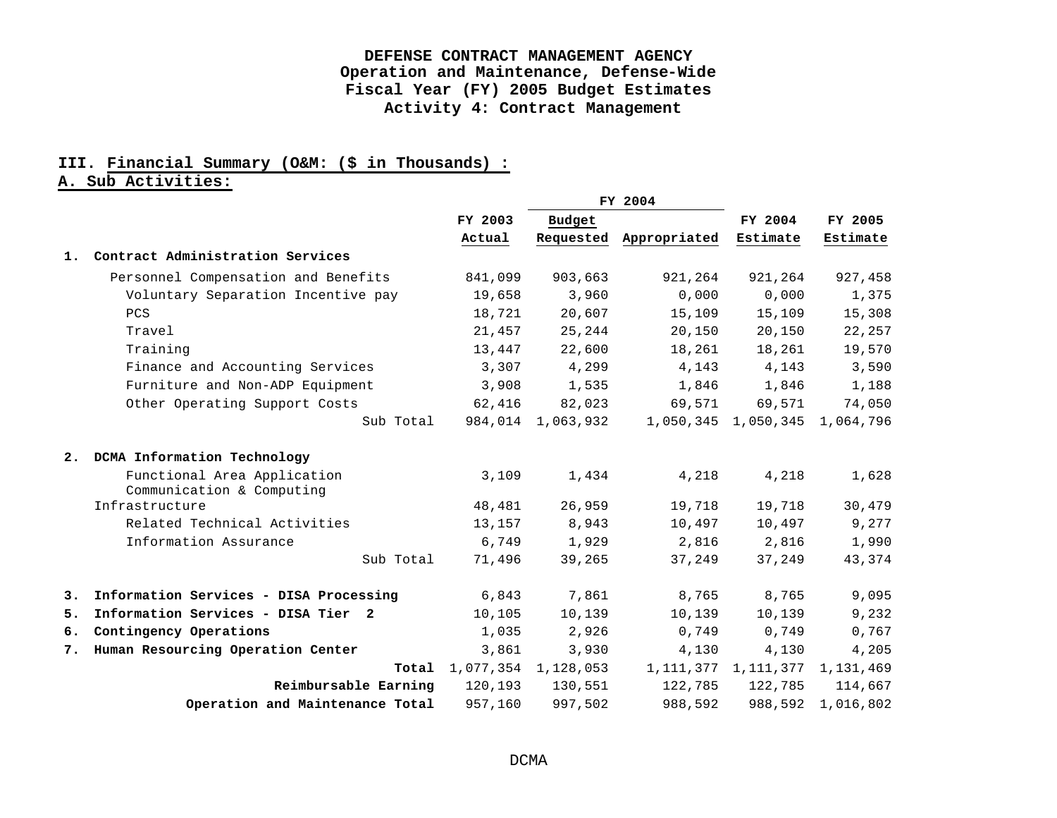# DEFENSE CONTRACT MANAGEMENT AGENCY
## Operation and Maintenance, Defense-Wide
## Fiscal Year (FY) 2005 Budget Estimates
## Activity 4: Contract Management

### III. Financial Summary (O&M: ($ in Thousands) :
### A. Sub Activities:

| | FY 2003 Actual | FY 2004 Budget Requested | FY 2004 Appropriated | FY 2004 Estimate | FY 2005 Estimate |
|---|---|---|---|---|---|
| **1. Contract Administration Services** | | | | | |
| Personnel Compensation and Benefits | 841,099 | 903,663 | 921,264 | 921,264 | 927,458 |
| Voluntary Separation Incentive pay | 19,658 | 3,960 | 0,000 | 0,000 | 1,375 |
| PCS | 18,721 | 20,607 | 15,109 | 15,109 | 15,308 |
| Travel | 21,457 | 25,244 | 20,150 | 20,150 | 22,257 |
| Training | 13,447 | 22,600 | 18,261 | 18,261 | 19,570 |
| Finance and Accounting Services | 3,307 | 4,299 | 4,143 | 4,143 | 3,590 |
| Furniture and Non-ADP Equipment | 3,908 | 1,535 | 1,846 | 1,846 | 1,188 |
| Other Operating Support Costs | 62,416 | 82,023 | 69,571 | 69,571 | 74,050 |
| Sub Total | 984,014 | 1,063,932 | 1,050,345 | 1,050,345 | 1,064,796 |
| **2. DCMA Information Technology** | | | | | |
| Functional Area Application | 3,109 | 1,434 | 4,218 | 4,218 | 1,628 |
| Communication & Computing Infrastructure | 48,481 | 26,959 | 19,718 | 19,718 | 30,479 |
| Related Technical Activities | 13,157 | 8,943 | 10,497 | 10,497 | 9,277 |
| Information Assurance | 6,749 | 1,929 | 2,816 | 2,816 | 1,990 |
| Sub Total | 71,496 | 39,265 | 37,249 | 37,249 | 43,374 |
| **3. Information Services - DISA Processing** | 6,843 | 7,861 | 8,765 | 8,765 | 9,095 |
| **5. Information Services - DISA Tier 2** | 10,105 | 10,139 | 10,139 | 10,139 | 9,232 |
| **6. Contingency Operations** | 1,035 | 2,926 | 0,749 | 0,749 | 0,767 |
| **7. Human Resourcing Operation Center** | 3,861 | 3,930 | 4,130 | 4,130 | 4,205 |
| **Total** | 1,077,354 | 1,128,053 | 1,111,377 | 1,111,377 | 1,131,469 |
| **Reimbursable Earning** | 120,193 | 130,551 | 122,785 | 122,785 | 114,667 |
| **Operation and Maintenance Total** | 957,160 | 997,502 | 988,592 | 988,592 | 1,016,802 |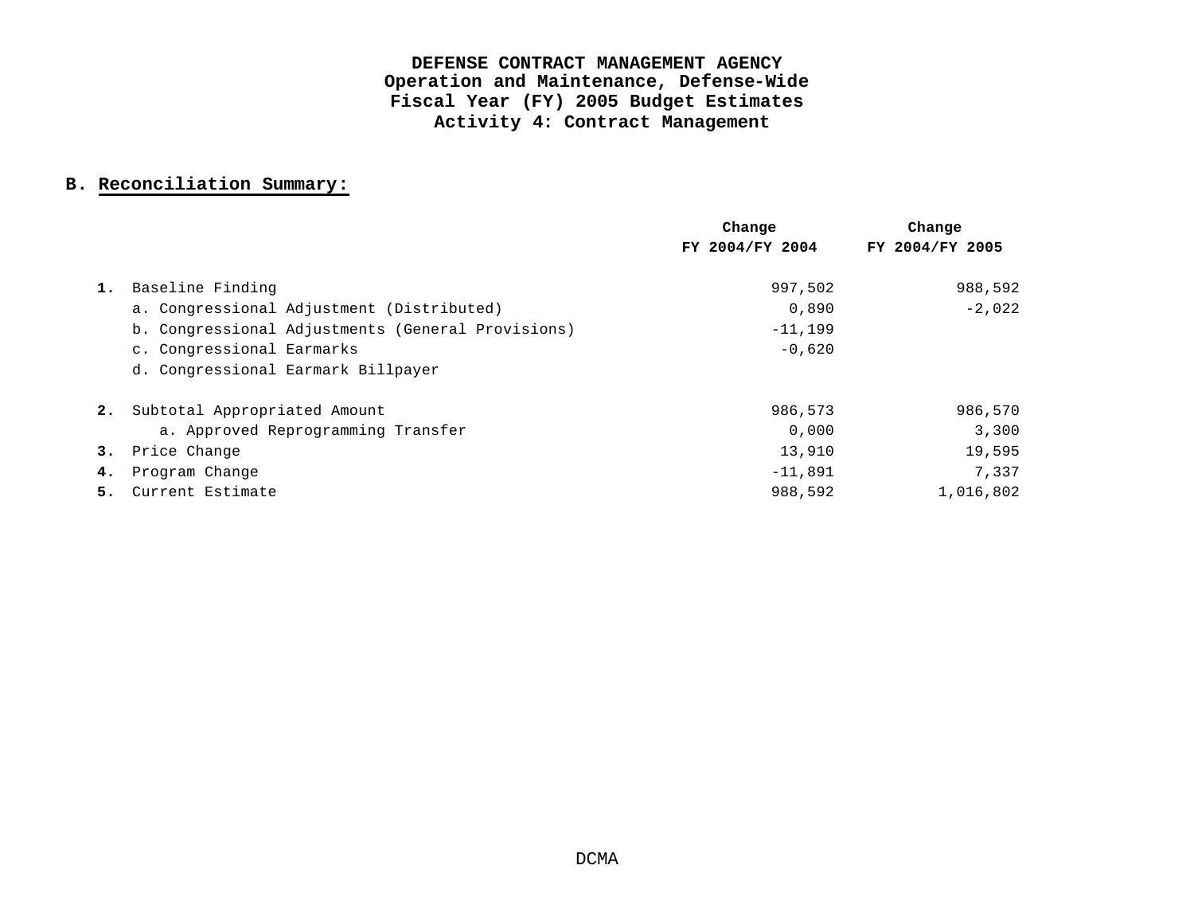**DEFENSE CONTRACT MANAGEMENT AGENCY**
**Operation and Maintenance, Defense-Wide**
**Fiscal Year (FY) 2005 Budget Estimates**
**Activity 4: Contract Management**

## B. Reconciliation Summary:

| | | Change FY 2004/FY 2004 | Change FY 2004/FY 2005 |
|---|---|---|---|
| **1.** | Baseline Finding | 997,502 | 988,592 |
| | a. Congressional Adjustment (Distributed) | 0,890 | -2,022 |
| | b. Congressional Adjustments (General Provisions) | -11,199 | |
| | c. Congressional Earmarks | -0,620 | |
| | d. Congressional Earmark Billpayer | | |
| **2.** | Subtotal Appropriated Amount | 986,573 | 986,570 |
| | a. Approved Reprogramming Transfer | 0,000 | 3,300 |
| **3.** | Price Change | 13,910 | 19,595 |
| **4.** | Program Change | -11,891 | 7,337 |
| **5.** | Current Estimate | 988,592 | 1,016,802 |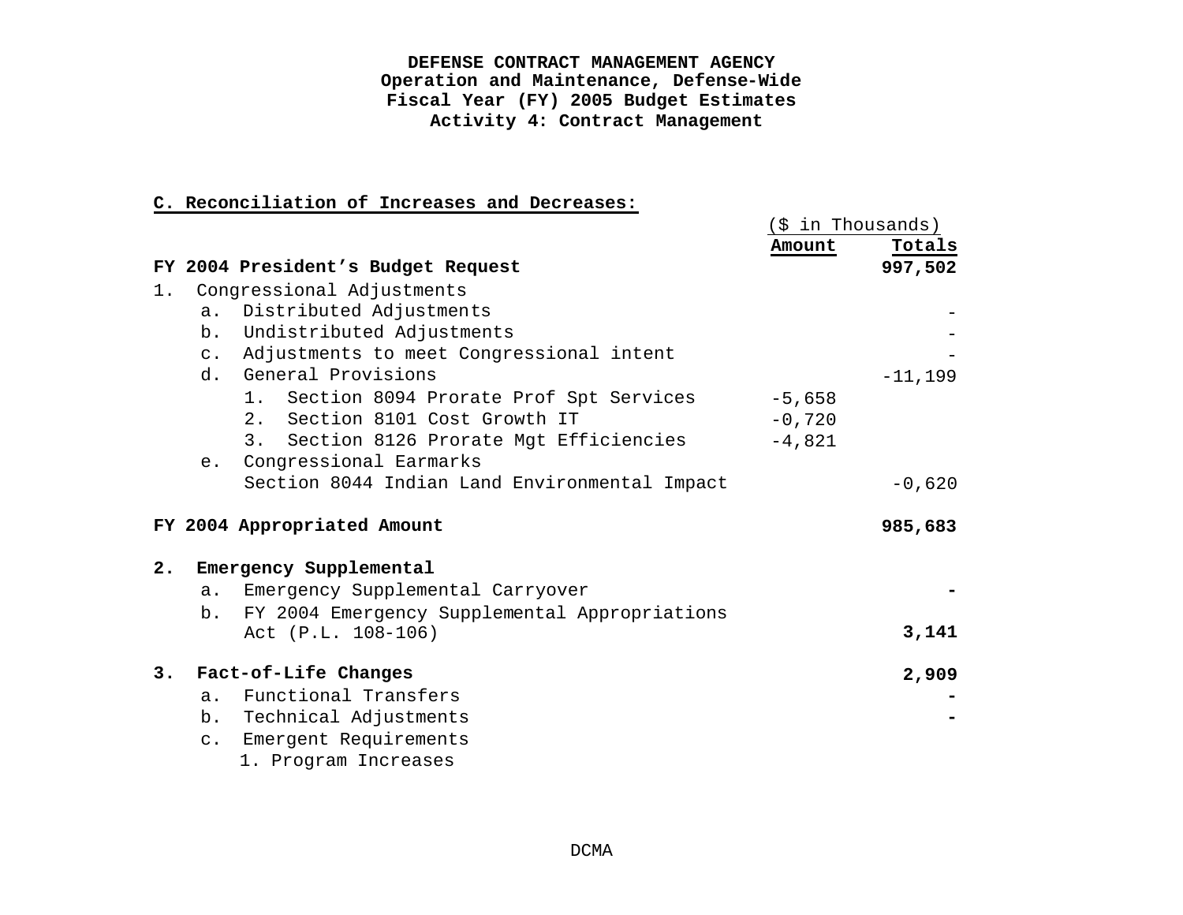**DEFENSE CONTRACT MANAGEMENT AGENCY**
**Operation and Maintenance, Defense-Wide**
**Fiscal Year (FY) 2005 Budget Estimates**
**Activity 4: Contract Management**

**C. Reconciliation of Increases and Decreases:**

| | ($ in Thousands) | |
|---|---|---|
| | **Amount** | **Totals** |
| **FY 2004 President's Budget Request** | | **997,502** |
| 1. Congressional Adjustments | | |
| a. Distributed Adjustments | | - |
| b. Undistributed Adjustments | | - |
| c. Adjustments to meet Congressional intent | | - |
| d. General Provisions | | -11,199 |
| 1. Section 8094 Prorate Prof Spt Services | -5,658 | |
| 2. Section 8101 Cost Growth IT | -0,720 | |
| 3. Section 8126 Prorate Mgt Efficiencies | -4,821 | |
| e. Congressional Earmarks | | |
| Section 8044 Indian Land Environmental Impact | | -0,620 |
| **FY 2004 Appropriated Amount** | | **985,683** |
| **2. Emergency Supplemental** | | |
| a. Emergency Supplemental Carryover | | **-** |
| b. FY 2004 Emergency Supplemental Appropriations Act (P.L. 108-106) | | **3,141** |
| **3. Fact-of-Life Changes** | | **2,909** |
| a. Functional Transfers | | **-** |
| b. Technical Adjustments | | **-** |
| c. Emergent Requirements | | |
| 1. Program Increases | | |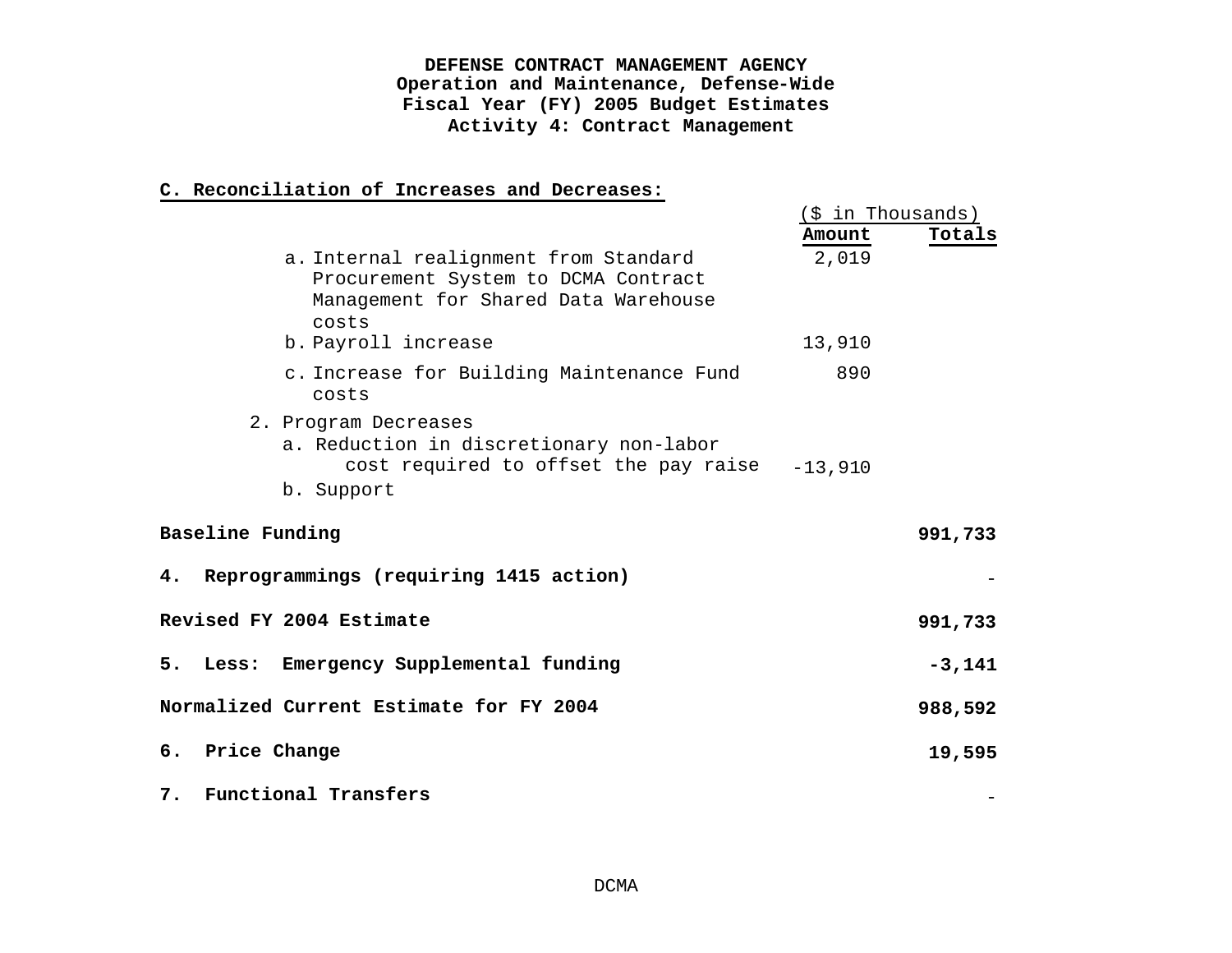**DEFENSE CONTRACT MANAGEMENT AGENCY**
**Operation and Maintenance, Defense-Wide**
**Fiscal Year (FY) 2005 Budget Estimates**
**Activity 4: Contract Management**

**C. Reconciliation of Increases and Decreases:**

| | ($ in Thousands) Amount | Totals |
|---|---|---|
| a. Internal realignment from Standard Procurement System to DCMA Contract Management for Shared Data Warehouse costs | 2,019 | |
| b. Payroll increase | 13,910 | |
| c. Increase for Building Maintenance Fund costs | 890 | |
| 2. Program Decreases | | |
| a. Reduction in discretionary non-labor cost required to offset the pay raise | -13,910 | |
| b. Support | | |
| **Baseline Funding** | | **991,733** |
| **4. Reprogrammings (requiring 1415 action)** | | - |
| **Revised FY 2004 Estimate** | | **991,733** |
| **5. Less: Emergency Supplemental funding** | | **-3,141** |
| **Normalized Current Estimate for FY 2004** | | **988,592** |
| **6. Price Change** | | **19,595** |
| **7. Functional Transfers** | | - |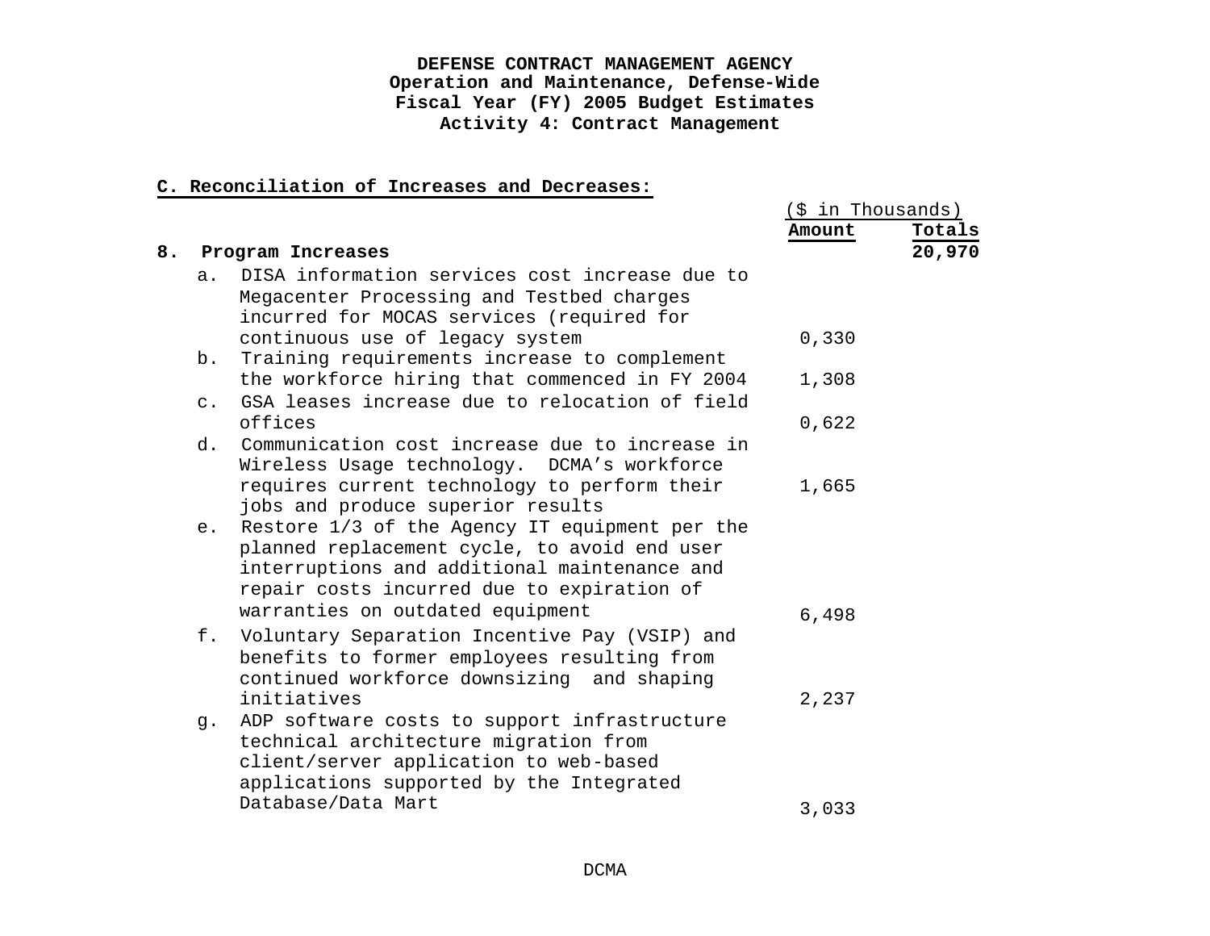**DEFENSE CONTRACT MANAGEMENT AGENCY**
**Operation and Maintenance, Defense-Wide**
**Fiscal Year (FY) 2005 Budget Estimates**
**Activity 4: Contract Management**

**C. Reconciliation of Increases and Decreases:**

| | ($ in Thousands) Amount | Totals |
|---|---|---|
| **8. Program Increases** | | **20,970** |
| a. DISA information services cost increase due to Megacenter Processing and Testbed charges incurred for MOCAS services (required for continuous use of legacy system | 0,330 | |
| b. Training requirements increase to complement the workforce hiring that commenced in FY 2004 | 1,308 | |
| c. GSA leases increase due to relocation of field offices | 0,622 | |
| d. Communication cost increase due to increase in Wireless Usage technology. DCMA's workforce requires current technology to perform their jobs and produce superior results | 1,665 | |
| e. Restore 1/3 of the Agency IT equipment per the planned replacement cycle, to avoid end user interruptions and additional maintenance and repair costs incurred due to expiration of warranties on outdated equipment | 6,498 | |
| f. Voluntary Separation Incentive Pay (VSIP) and benefits to former employees resulting from continued workforce downsizing and shaping initiatives | 2,237 | |
| g. ADP software costs to support infrastructure technical architecture migration from client/server application to web-based applications supported by the Integrated Database/Data Mart | 3,033 | |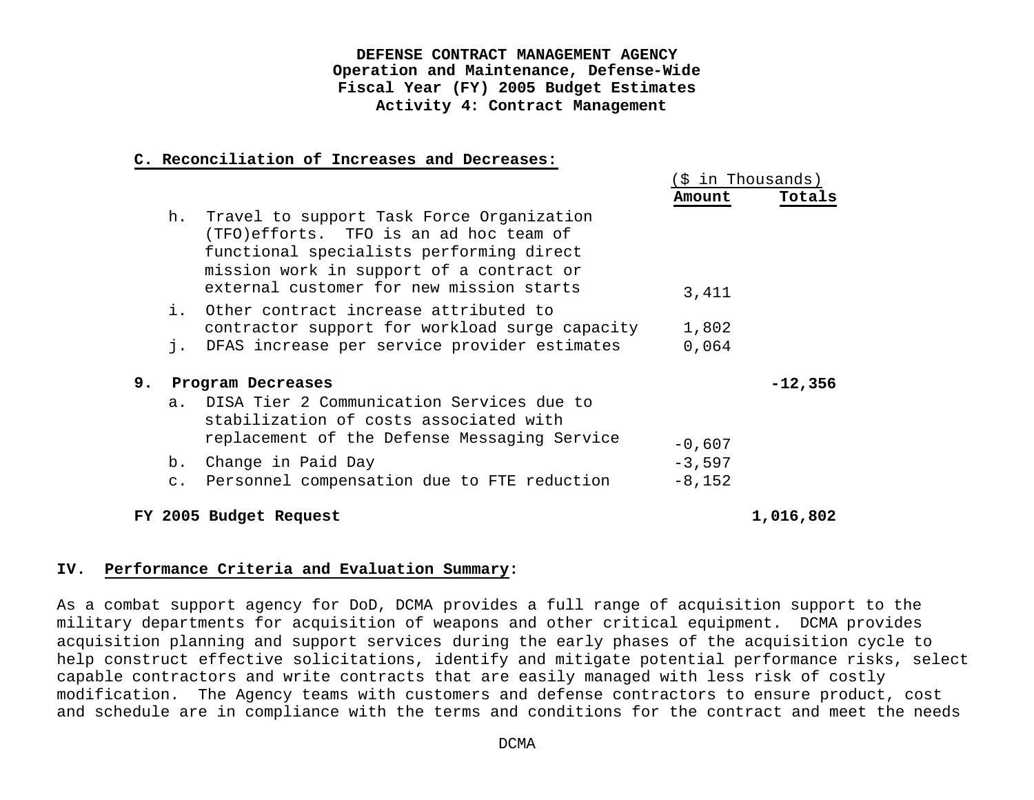**DEFENSE CONTRACT MANAGEMENT AGENCY**
**Operation and Maintenance, Defense-Wide**
**Fiscal Year (FY) 2005 Budget Estimates**
**Activity 4: Contract Management**

**C. Reconciliation of Increases and Decreases:**

| | ($ in Thousands) | |
|---|---|---|
| | **Amount** | **Totals** |
| h. Travel to support Task Force Organization (TFO)efforts. TFO is an ad hoc team of functional specialists performing direct mission work in support of a contract or external customer for new mission starts | 3,411 | |
| i. Other contract increase attributed to contractor support for workload surge capacity | 1,802 | |
| j. DFAS increase per service provider estimates | 0,064 | |
| **9. Program Decreases** | | **-12,356** |
| a. DISA Tier 2 Communication Services due to stabilization of costs associated with replacement of the Defense Messaging Service | -0,607 | |
| b. Change in Paid Day | -3,597 | |
| c. Personnel compensation due to FTE reduction | -8,152 | |
| **FY 2005 Budget Request** | | **1,016,802** |

## IV. Performance Criteria and Evaluation Summary:

As a combat support agency for DoD, DCMA provides a full range of acquisition support to the military departments for acquisition of weapons and other critical equipment. DCMA provides acquisition planning and support services during the early phases of the acquisition cycle to help construct effective solicitations, identify and mitigate potential performance risks, select capable contractors and write contracts that are easily managed with less risk of costly modification. The Agency teams with customers and defense contractors to ensure product, cost and schedule are in compliance with the terms and conditions for the contract and meet the needs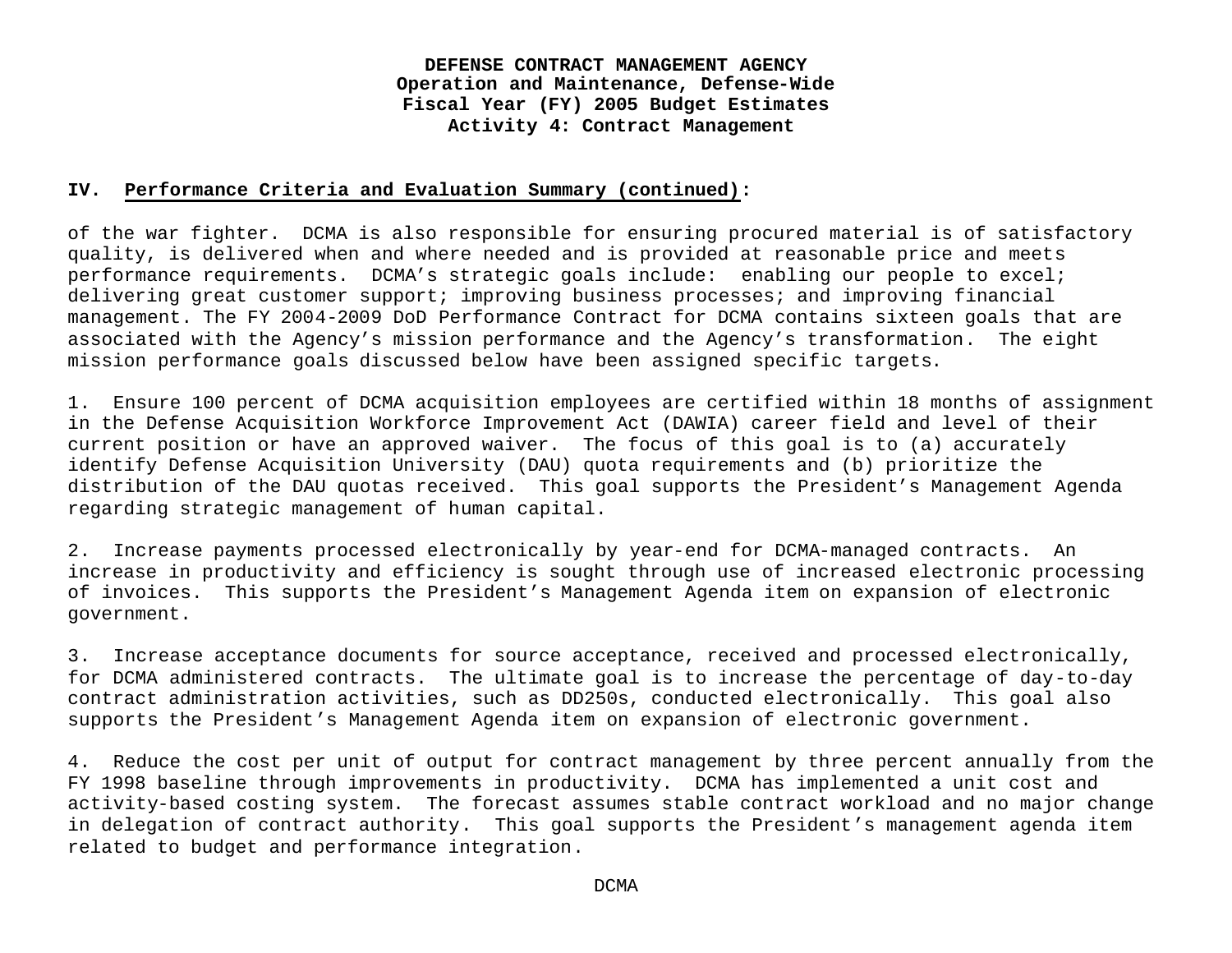**DEFENSE CONTRACT MANAGEMENT AGENCY**
**Operation and Maintenance, Defense-Wide**
**Fiscal Year (FY) 2005 Budget Estimates**
**Activity 4: Contract Management**

## IV. Performance Criteria and Evaluation Summary (continued):

of the war fighter. DCMA is also responsible for ensuring procured material is of satisfactory quality, is delivered when and where needed and is provided at reasonable price and meets performance requirements. DCMA's strategic goals include: enabling our people to excel; delivering great customer support; improving business processes; and improving financial management. The FY 2004-2009 DoD Performance Contract for DCMA contains sixteen goals that are associated with the Agency's mission performance and the Agency's transformation. The eight mission performance goals discussed below have been assigned specific targets.

1. Ensure 100 percent of DCMA acquisition employees are certified within 18 months of assignment in the Defense Acquisition Workforce Improvement Act (DAWIA) career field and level of their current position or have an approved waiver. The focus of this goal is to (a) accurately identify Defense Acquisition University (DAU) quota requirements and (b) prioritize the distribution of the DAU quotas received. This goal supports the President's Management Agenda regarding strategic management of human capital.

2. Increase payments processed electronically by year-end for DCMA-managed contracts. An increase in productivity and efficiency is sought through use of increased electronic processing of invoices. This supports the President's Management Agenda item on expansion of electronic government.

3. Increase acceptance documents for source acceptance, received and processed electronically, for DCMA administered contracts. The ultimate goal is to increase the percentage of day-to-day contract administration activities, such as DD250s, conducted electronically. This goal also supports the President's Management Agenda item on expansion of electronic government.

4. Reduce the cost per unit of output for contract management by three percent annually from the FY 1998 baseline through improvements in productivity. DCMA has implemented a unit cost and activity-based costing system. The forecast assumes stable contract workload and no major change in delegation of contract authority. This goal supports the President's management agenda item related to budget and performance integration.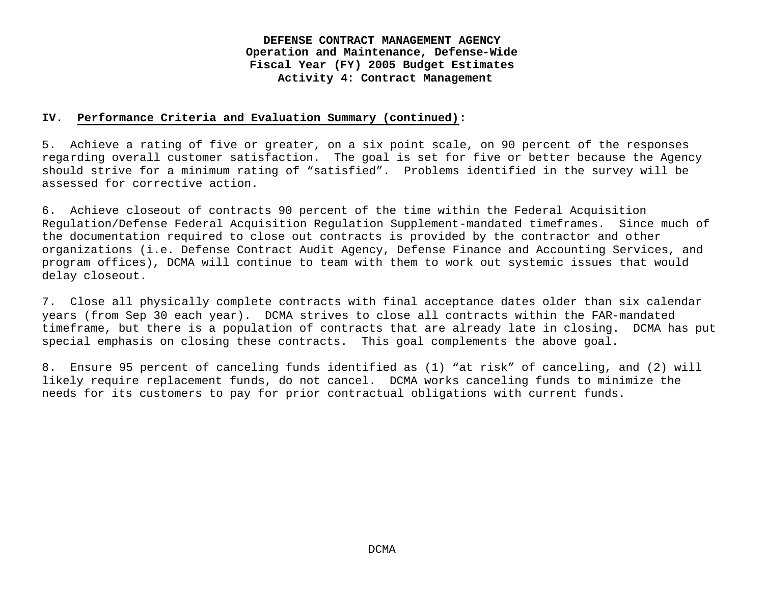**DEFENSE CONTRACT MANAGEMENT AGENCY**
**Operation and Maintenance, Defense-Wide**
**Fiscal Year (FY) 2005 Budget Estimates**
**Activity 4: Contract Management**

**IV. Performance Criteria and Evaluation Summary (continued):**

5. Achieve a rating of five or greater, on a six point scale, on 90 percent of the responses regarding overall customer satisfaction. The goal is set for five or better because the Agency should strive for a minimum rating of "satisfied". Problems identified in the survey will be assessed for corrective action.

6. Achieve closeout of contracts 90 percent of the time within the Federal Acquisition Regulation/Defense Federal Acquisition Regulation Supplement-mandated timeframes. Since much of the documentation required to close out contracts is provided by the contractor and other organizations (i.e. Defense Contract Audit Agency, Defense Finance and Accounting Services, and program offices), DCMA will continue to team with them to work out systemic issues that would delay closeout.

7. Close all physically complete contracts with final acceptance dates older than six calendar years (from Sep 30 each year). DCMA strives to close all contracts within the FAR-mandated timeframe, but there is a population of contracts that are already late in closing. DCMA has put special emphasis on closing these contracts. This goal complements the above goal.

8. Ensure 95 percent of canceling funds identified as (1) "at risk" of canceling, and (2) will likely require replacement funds, do not cancel. DCMA works canceling funds to minimize the needs for its customers to pay for prior contractual obligations with current funds.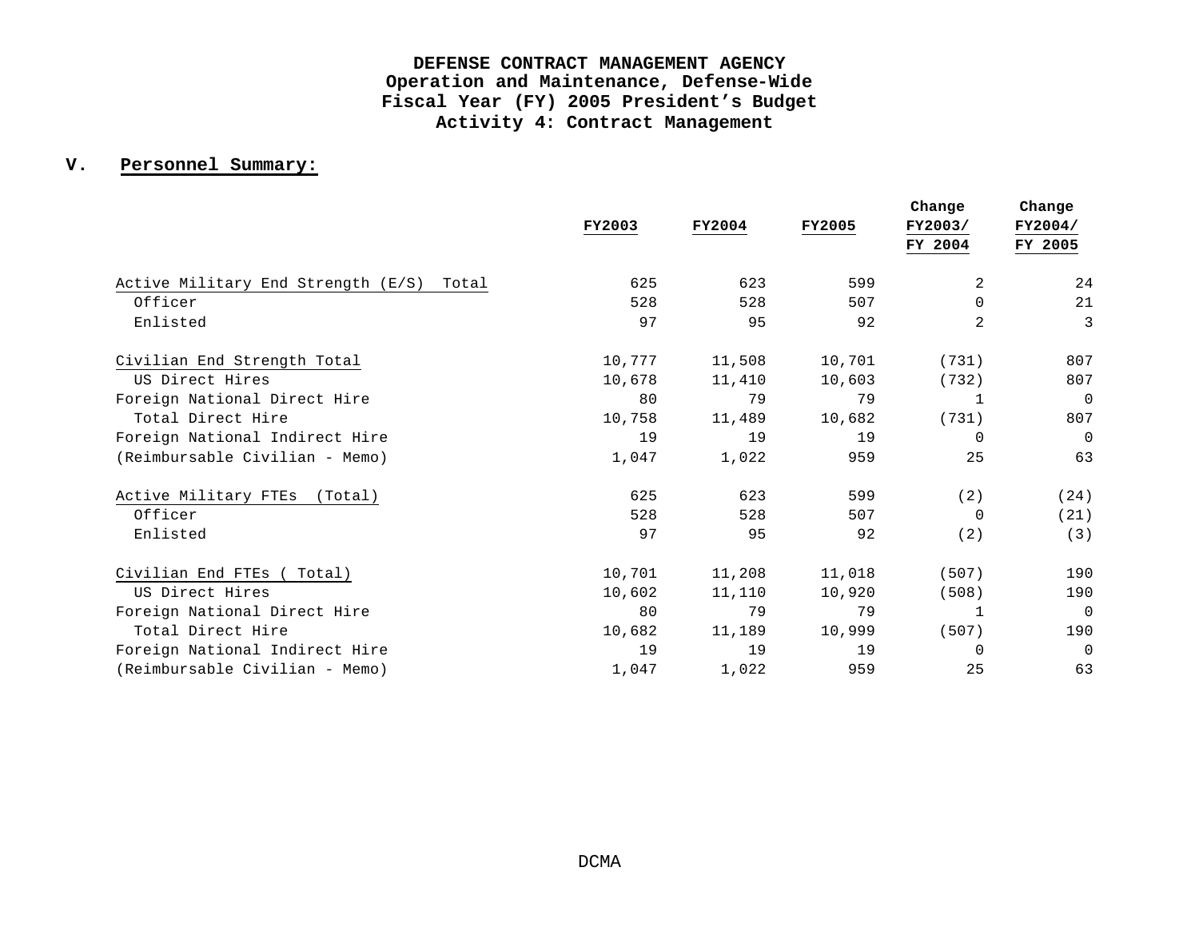# DEFENSE CONTRACT MANAGEMENT AGENCY
## Operation and Maintenance, Defense-Wide
## Fiscal Year (FY) 2005 President's Budget
## Activity 4: Contract Management

## V. Personnel Summary:

| | FY2003 | FY2004 | FY2005 | Change FY2003/ FY 2004 | Change FY2004/ FY 2005 |
|---|---|---|---|---|---|
| Active Military End Strength (E/S) Total | 625 | 623 | 599 | 2 | 24 |
| Officer | 528 | 528 | 507 | 0 | 21 |
| Enlisted | 97 | 95 | 92 | 2 | 3 |
| | | | | | |
| Civilian End Strength Total | 10,777 | 11,508 | 10,701 | (731) | 807 |
| US Direct Hires | 10,678 | 11,410 | 10,603 | (732) | 807 |
| Foreign National Direct Hire | 80 | 79 | 79 | 1 | 0 |
| Total Direct Hire | 10,758 | 11,489 | 10,682 | (731) | 807 |
| Foreign National Indirect Hire | 19 | 19 | 19 | 0 | 0 |
| (Reimbursable Civilian - Memo) | 1,047 | 1,022 | 959 | 25 | 63 |
| | | | | | |
| Active Military FTEs (Total) | 625 | 623 | 599 | (2) | (24) |
| Officer | 528 | 528 | 507 | 0 | (21) |
| Enlisted | 97 | 95 | 92 | (2) | (3) |
| | | | | | |
| Civilian End FTEs ( Total) | 10,701 | 11,208 | 11,018 | (507) | 190 |
| US Direct Hires | 10,602 | 11,110 | 10,920 | (508) | 190 |
| Foreign National Direct Hire | 80 | 79 | 79 | 1 | 0 |
| Total Direct Hire | 10,682 | 11,189 | 10,999 | (507) | 190 |
| Foreign National Indirect Hire | 19 | 19 | 19 | 0 | 0 |
| (Reimbursable Civilian - Memo) | 1,047 | 1,022 | 959 | 25 | 63 |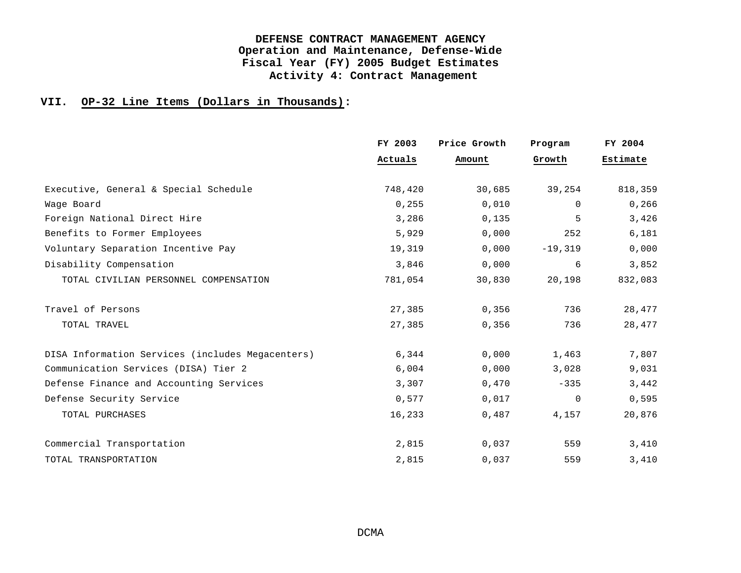**DEFENSE CONTRACT MANAGEMENT AGENCY**
**Operation and Maintenance, Defense-Wide**
**Fiscal Year (FY) 2005 Budget Estimates**
**Activity 4: Contract Management**

## VII. OP-32 Line Items (Dollars in Thousands):

| | FY 2003 Actuals | Price Growth Amount | Program Growth | FY 2004 Estimate |
|---|---|---|---|---|
| Executive, General & Special Schedule | 748,420 | 30,685 | 39,254 | 818,359 |
| Wage Board | 0,255 | 0,010 | 0 | 0,266 |
| Foreign National Direct Hire | 3,286 | 0,135 | 5 | 3,426 |
| Benefits to Former Employees | 5,929 | 0,000 | 252 | 6,181 |
| Voluntary Separation Incentive Pay | 19,319 | 0,000 | -19,319 | 0,000 |
| Disability Compensation | 3,846 | 0,000 | 6 | 3,852 |
| TOTAL CIVILIAN PERSONNEL COMPENSATION | 781,054 | 30,830 | 20,198 | 832,083 |
| | | | | |
| Travel of Persons | 27,385 | 0,356 | 736 | 28,477 |
| TOTAL TRAVEL | 27,385 | 0,356 | 736 | 28,477 |
| | | | | |
| DISA Information Services (includes Megacenters) | 6,344 | 0,000 | 1,463 | 7,807 |
| Communication Services (DISA) Tier 2 | 6,004 | 0,000 | 3,028 | 9,031 |
| Defense Finance and Accounting Services | 3,307 | 0,470 | -335 | 3,442 |
| Defense Security Service | 0,577 | 0,017 | 0 | 0,595 |
| TOTAL PURCHASES | 16,233 | 0,487 | 4,157 | 20,876 |
| | | | | |
| Commercial Transportation | 2,815 | 0,037 | 559 | 3,410 |
| TOTAL TRANSPORTATION | 2,815 | 0,037 | 559 | 3,410 |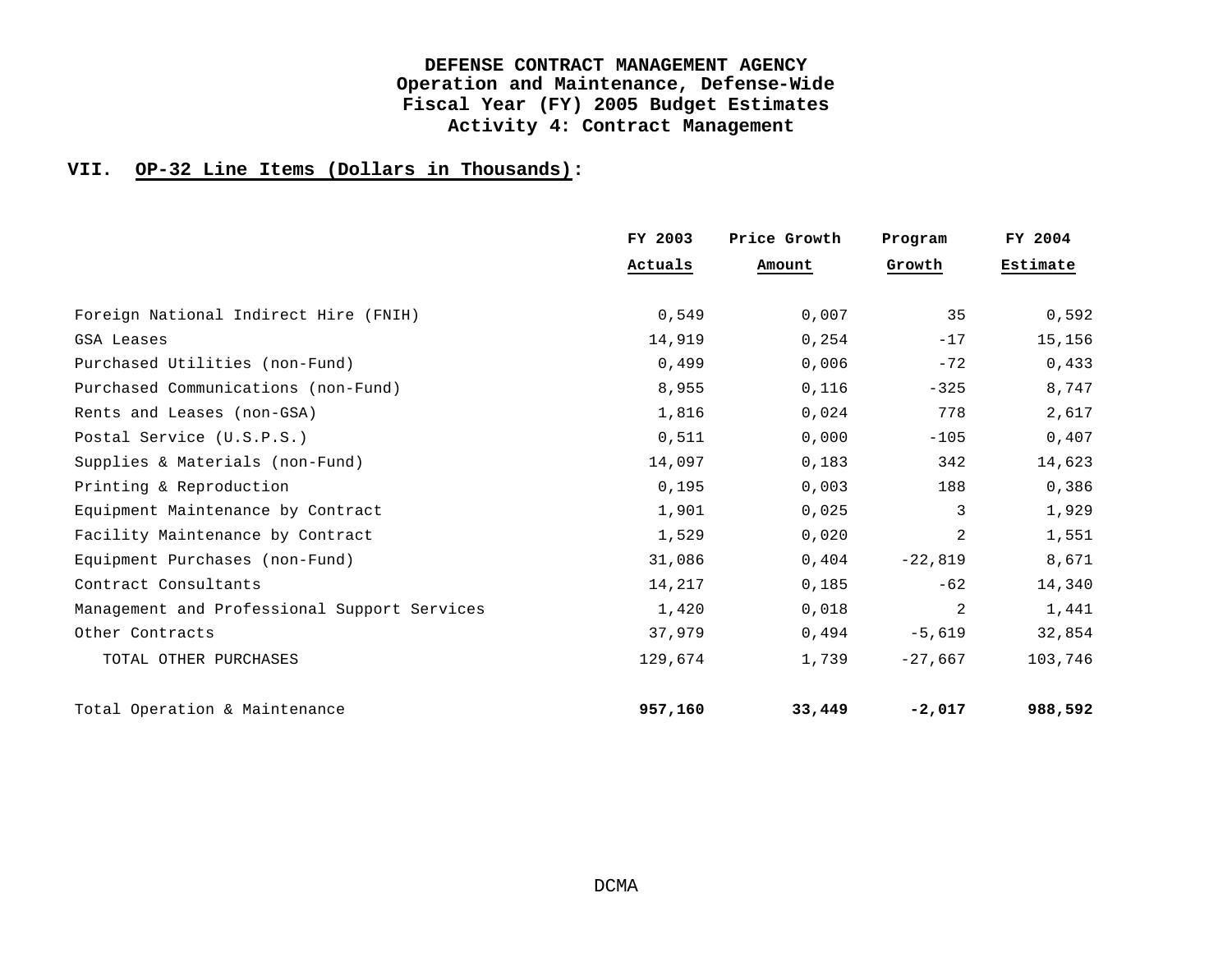**DEFENSE CONTRACT MANAGEMENT AGENCY**
**Operation and Maintenance, Defense-Wide**
**Fiscal Year (FY) 2005 Budget Estimates**
**Activity 4: Contract Management**

## VII. OP-32 Line Items (Dollars in Thousands):

| | FY 2003 Actuals | Price Growth Amount | Program Growth | FY 2004 Estimate |
|---|---|---|---|---|
| Foreign National Indirect Hire (FNIH) | 0,549 | 0,007 | 35 | 0,592 |
| GSA Leases | 14,919 | 0,254 | -17 | 15,156 |
| Purchased Utilities (non-Fund) | 0,499 | 0,006 | -72 | 0,433 |
| Purchased Communications (non-Fund) | 8,955 | 0,116 | -325 | 8,747 |
| Rents and Leases (non-GSA) | 1,816 | 0,024 | 778 | 2,617 |
| Postal Service (U.S.P.S.) | 0,511 | 0,000 | -105 | 0,407 |
| Supplies & Materials (non-Fund) | 14,097 | 0,183 | 342 | 14,623 |
| Printing & Reproduction | 0,195 | 0,003 | 188 | 0,386 |
| Equipment Maintenance by Contract | 1,901 | 0,025 | 3 | 1,929 |
| Facility Maintenance by Contract | 1,529 | 0,020 | 2 | 1,551 |
| Equipment Purchases (non-Fund) | 31,086 | 0,404 | -22,819 | 8,671 |
| Contract Consultants | 14,217 | 0,185 | -62 | 14,340 |
| Management and Professional Support Services | 1,420 | 0,018 | 2 | 1,441 |
| Other Contracts | 37,979 | 0,494 | -5,619 | 32,854 |
| TOTAL OTHER PURCHASES | 129,674 | 1,739 | -27,667 | 103,746 |
| Total Operation & Maintenance | **957,160** | **33,449** | **-2,017** | **988,592** |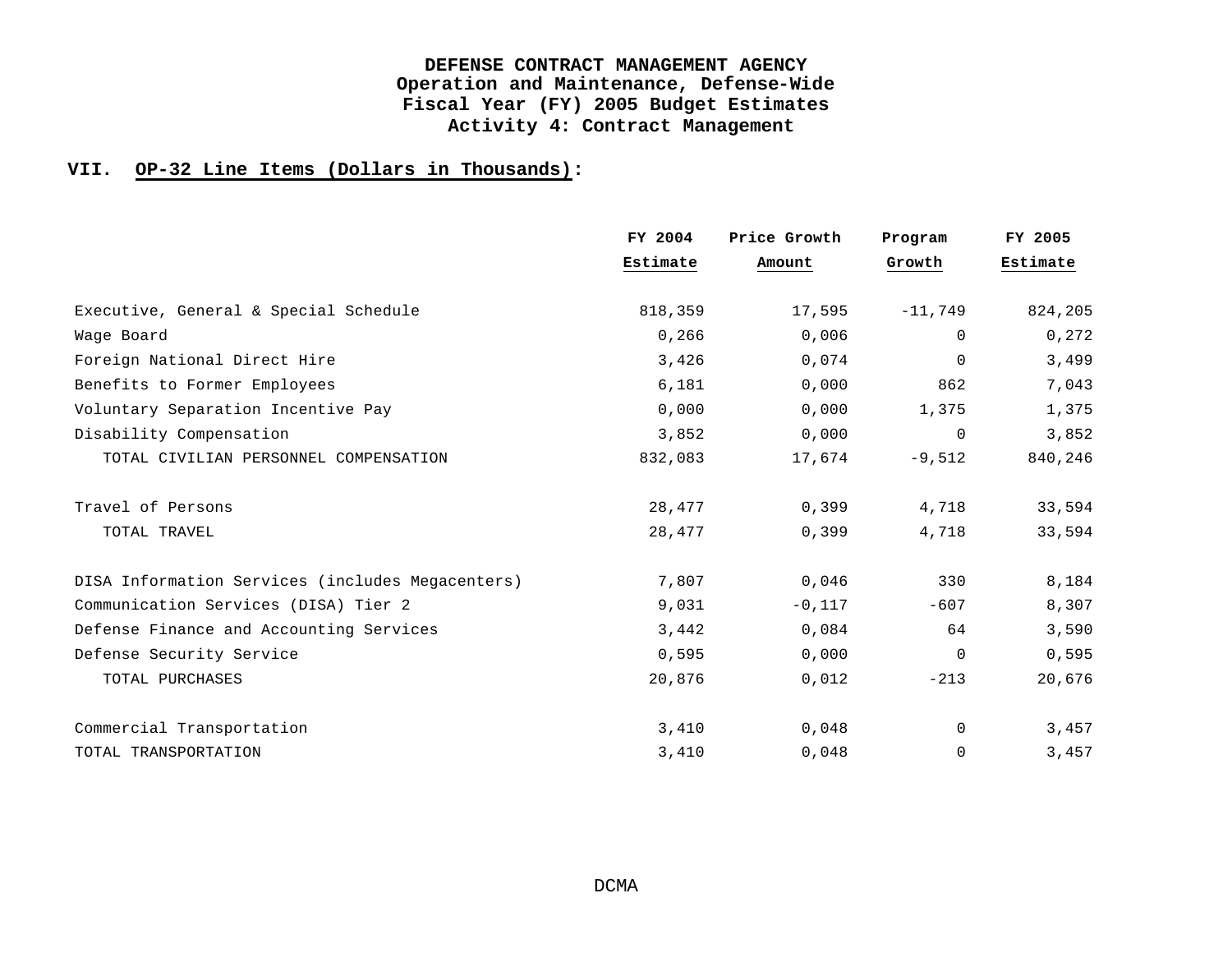**DEFENSE CONTRACT MANAGEMENT AGENCY**
**Operation and Maintenance, Defense-Wide**
**Fiscal Year (FY) 2005 Budget Estimates**
**Activity 4: Contract Management**

## VII. OP-32 Line Items (Dollars in Thousands):

| | FY 2004 Estimate | Price Growth Amount | Program Growth | FY 2005 Estimate |
|---|---|---|---|---|
| Executive, General & Special Schedule | 818,359 | 17,595 | -11,749 | 824,205 |
| Wage Board | 0,266 | 0,006 | 0 | 0,272 |
| Foreign National Direct Hire | 3,426 | 0,074 | 0 | 3,499 |
| Benefits to Former Employees | 6,181 | 0,000 | 862 | 7,043 |
| Voluntary Separation Incentive Pay | 0,000 | 0,000 | 1,375 | 1,375 |
| Disability Compensation | 3,852 | 0,000 | 0 | 3,852 |
| TOTAL CIVILIAN PERSONNEL COMPENSATION | 832,083 | 17,674 | -9,512 | 840,246 |
| | | | | |
| Travel of Persons | 28,477 | 0,399 | 4,718 | 33,594 |
| TOTAL TRAVEL | 28,477 | 0,399 | 4,718 | 33,594 |
| | | | | |
| DISA Information Services (includes Megacenters) | 7,807 | 0,046 | 330 | 8,184 |
| Communication Services (DISA) Tier 2 | 9,031 | -0,117 | -607 | 8,307 |
| Defense Finance and Accounting Services | 3,442 | 0,084 | 64 | 3,590 |
| Defense Security Service | 0,595 | 0,000 | 0 | 0,595 |
| TOTAL PURCHASES | 20,876 | 0,012 | -213 | 20,676 |
| | | | | |
| Commercial Transportation | 3,410 | 0,048 | 0 | 3,457 |
| TOTAL TRANSPORTATION | 3,410 | 0,048 | 0 | 3,457 |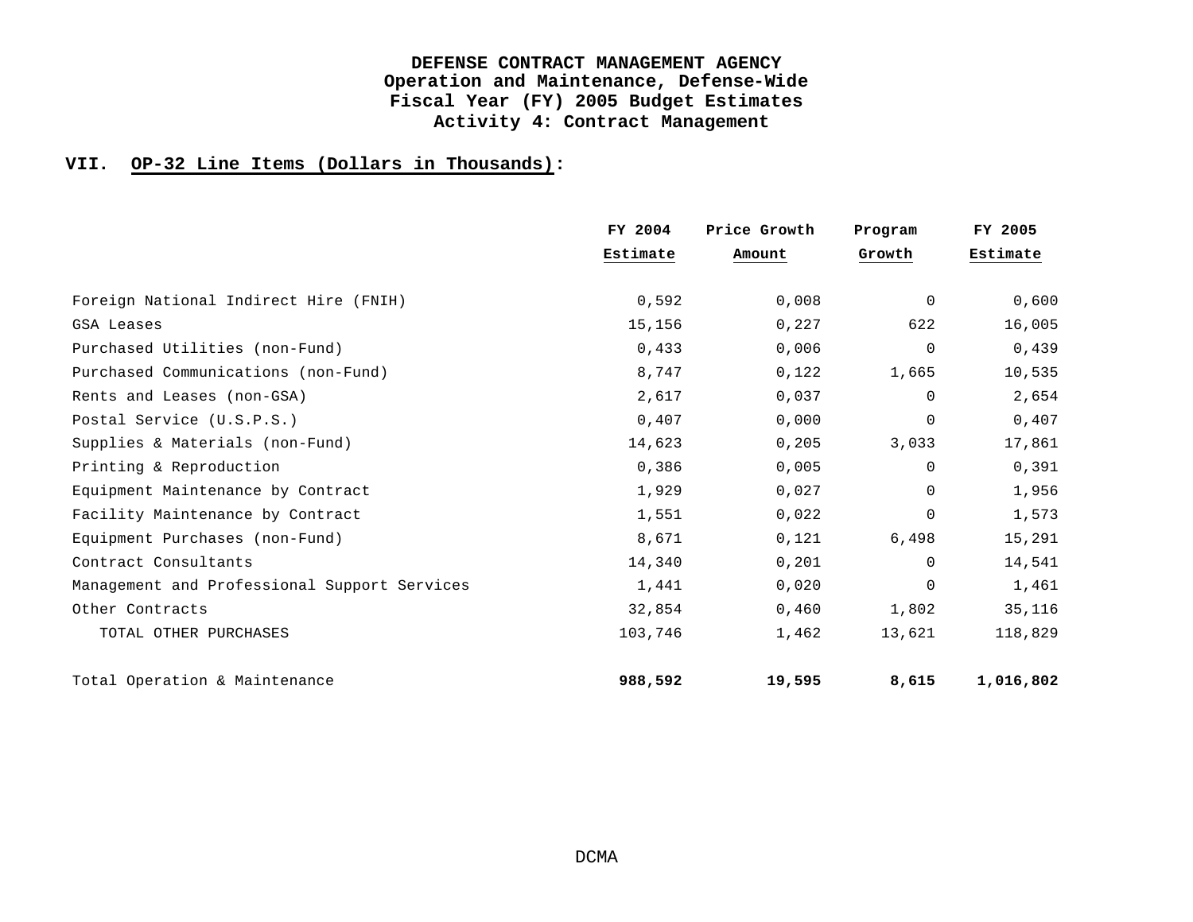**DEFENSE CONTRACT MANAGEMENT AGENCY**
**Operation and Maintenance, Defense-Wide**
**Fiscal Year (FY) 2005 Budget Estimates**
**Activity 4: Contract Management**

## VII. OP-32 Line Items (Dollars in Thousands):

| | FY 2004 Estimate | Price Growth Amount | Program Growth | FY 2005 Estimate |
|---|---|---|---|---|
| Foreign National Indirect Hire (FNIH) | 0,592 | 0,008 | 0 | 0,600 |
| GSA Leases | 15,156 | 0,227 | 622 | 16,005 |
| Purchased Utilities (non-Fund) | 0,433 | 0,006 | 0 | 0,439 |
| Purchased Communications (non-Fund) | 8,747 | 0,122 | 1,665 | 10,535 |
| Rents and Leases (non-GSA) | 2,617 | 0,037 | 0 | 2,654 |
| Postal Service (U.S.P.S.) | 0,407 | 0,000 | 0 | 0,407 |
| Supplies & Materials (non-Fund) | 14,623 | 0,205 | 3,033 | 17,861 |
| Printing & Reproduction | 0,386 | 0,005 | 0 | 0,391 |
| Equipment Maintenance by Contract | 1,929 | 0,027 | 0 | 1,956 |
| Facility Maintenance by Contract | 1,551 | 0,022 | 0 | 1,573 |
| Equipment Purchases (non-Fund) | 8,671 | 0,121 | 6,498 | 15,291 |
| Contract Consultants | 14,340 | 0,201 | 0 | 14,541 |
| Management and Professional Support Services | 1,441 | 0,020 | 0 | 1,461 |
| Other Contracts | 32,854 | 0,460 | 1,802 | 35,116 |
| TOTAL OTHER PURCHASES | 103,746 | 1,462 | 13,621 | 118,829 |
| Total Operation & Maintenance | **988,592** | **19,595** | **8,615** | **1,016,802** |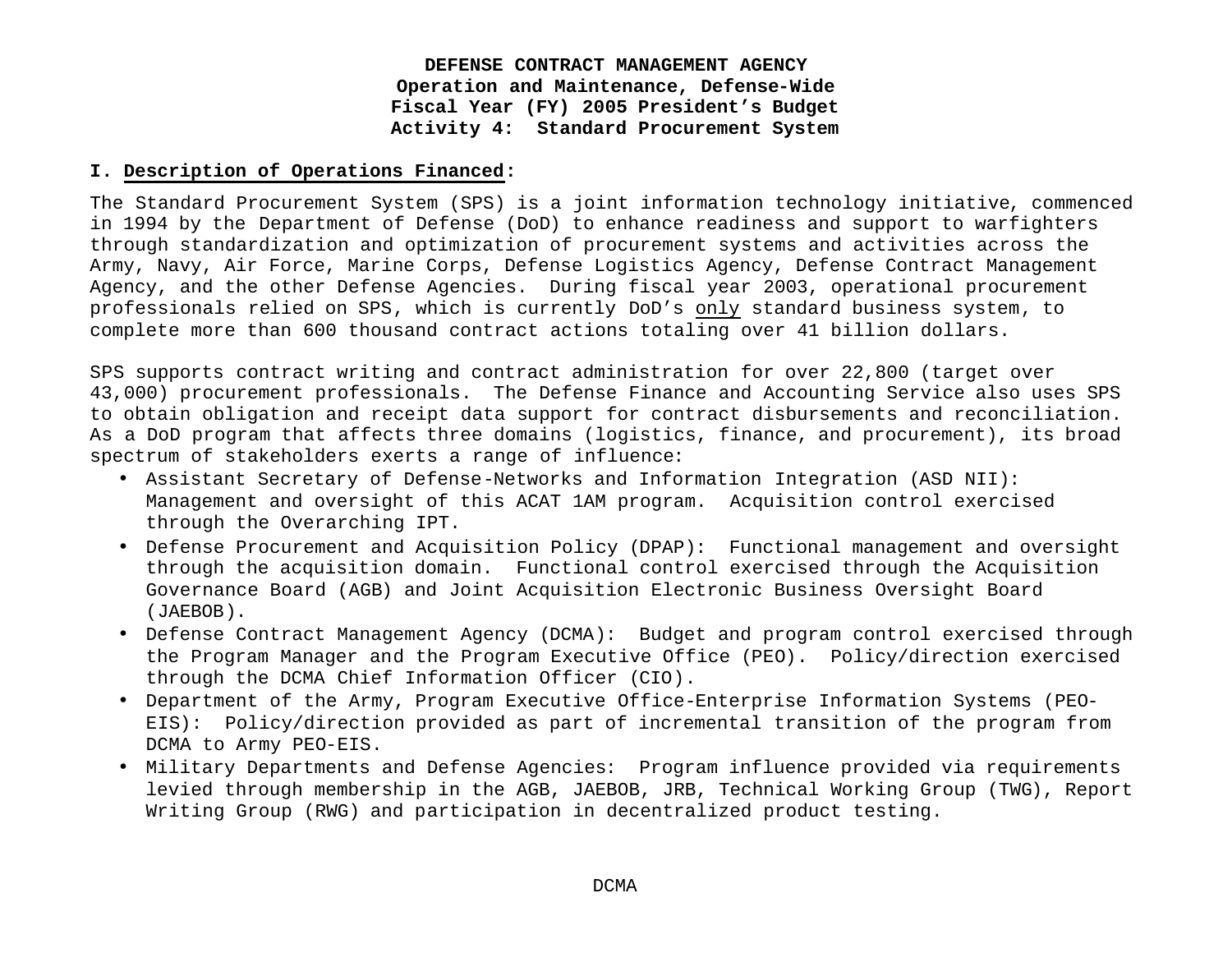**DEFENSE CONTRACT MANAGEMENT AGENCY**
**Operation and Maintenance, Defense-Wide**
**Fiscal Year (FY) 2005 President's Budget**
**Activity 4: Standard Procurement System**

**I. Description of Operations Financed:**

The Standard Procurement System (SPS) is a joint information technology initiative, commenced in 1994 by the Department of Defense (DoD) to enhance readiness and support to warfighters through standardization and optimization of procurement systems and activities across the Army, Navy, Air Force, Marine Corps, Defense Logistics Agency, Defense Contract Management Agency, and the other Defense Agencies. During fiscal year 2003, operational procurement professionals relied on SPS, which is currently DoD's only standard business system, to complete more than 600 thousand contract actions totaling over 41 billion dollars.

SPS supports contract writing and contract administration for over 22,800 (target over 43,000) procurement professionals. The Defense Finance and Accounting Service also uses SPS to obtain obligation and receipt data support for contract disbursements and reconciliation. As a DoD program that affects three domains (logistics, finance, and procurement), its broad spectrum of stakeholders exerts a range of influence:

- Assistant Secretary of Defense-Networks and Information Integration (ASD NII): Management and oversight of this ACAT 1AM program. Acquisition control exercised through the Overarching IPT.
- Defense Procurement and Acquisition Policy (DPAP): Functional management and oversight through the acquisition domain. Functional control exercised through the Acquisition Governance Board (AGB) and Joint Acquisition Electronic Business Oversight Board (JAEBOB).
- Defense Contract Management Agency (DCMA): Budget and program control exercised through the Program Manager and the Program Executive Office (PEO). Policy/direction exercised through the DCMA Chief Information Officer (CIO).
- Department of the Army, Program Executive Office-Enterprise Information Systems (PEO-EIS): Policy/direction provided as part of incremental transition of the program from DCMA to Army PEO-EIS.
- Military Departments and Defense Agencies: Program influence provided via requirements levied through membership in the AGB, JAEBOB, JRB, Technical Working Group (TWG), Report Writing Group (RWG) and participation in decentralized product testing.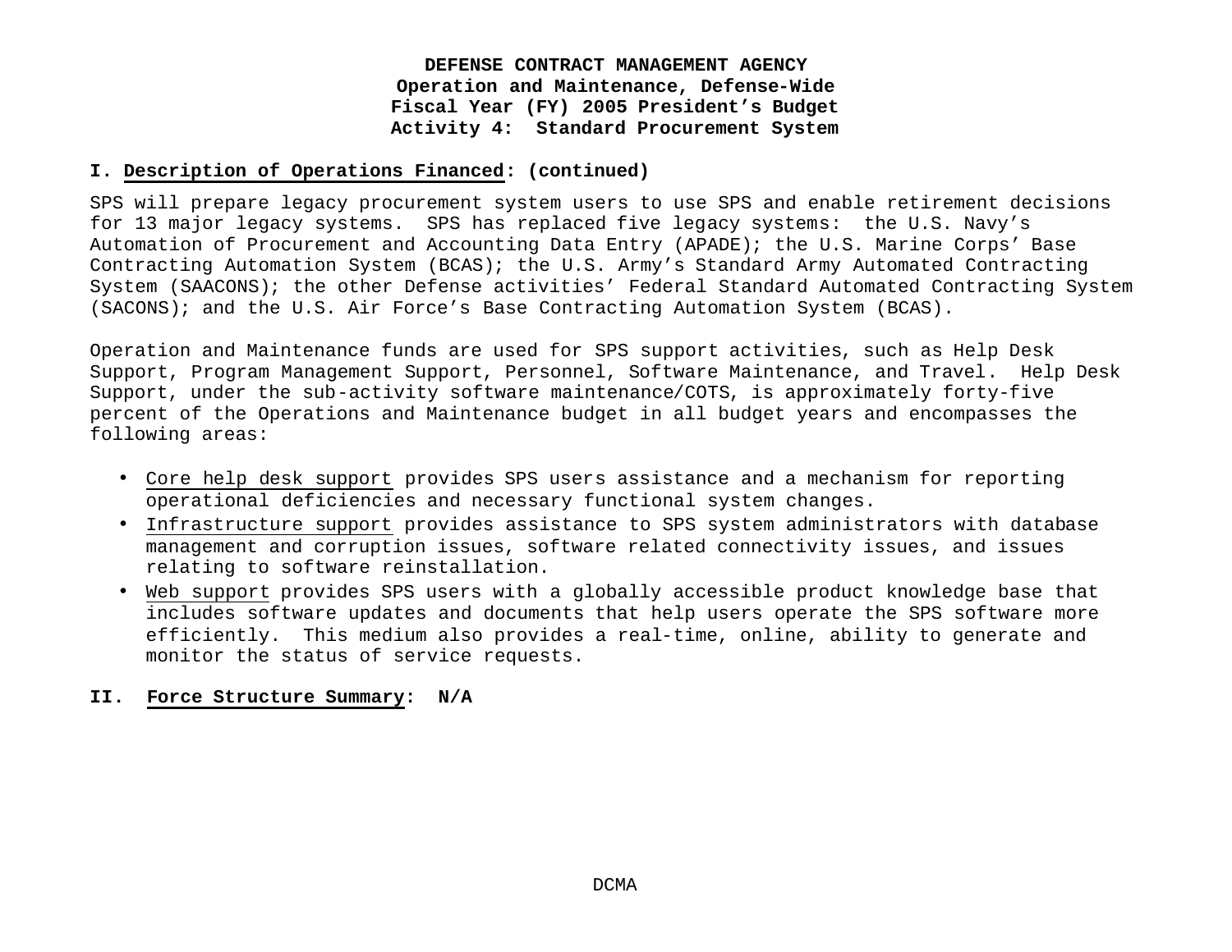**DEFENSE CONTRACT MANAGEMENT AGENCY**
**Operation and Maintenance, Defense-Wide**
**Fiscal Year (FY) 2005 President's Budget**
**Activity 4: Standard Procurement System**

## I. Description of Operations Financed: (continued)

SPS will prepare legacy procurement system users to use SPS and enable retirement decisions for 13 major legacy systems. SPS has replaced five legacy systems: the U.S. Navy's Automation of Procurement and Accounting Data Entry (APADE); the U.S. Marine Corps' Base Contracting Automation System (BCAS); the U.S. Army's Standard Army Automated Contracting System (SAACONS); the other Defense activities' Federal Standard Automated Contracting System (SACONS); and the U.S. Air Force's Base Contracting Automation System (BCAS).

Operation and Maintenance funds are used for SPS support activities, such as Help Desk Support, Program Management Support, Personnel, Software Maintenance, and Travel. Help Desk Support, under the sub-activity software maintenance/COTS, is approximately forty-five percent of the Operations and Maintenance budget in all budget years and encompasses the following areas:

- Core help desk support provides SPS users assistance and a mechanism for reporting operational deficiencies and necessary functional system changes.
- Infrastructure support provides assistance to SPS system administrators with database management and corruption issues, software related connectivity issues, and issues relating to software reinstallation.
- Web support provides SPS users with a globally accessible product knowledge base that includes software updates and documents that help users operate the SPS software more efficiently. This medium also provides a real-time, online, ability to generate and monitor the status of service requests.

## II. Force Structure Summary: N/A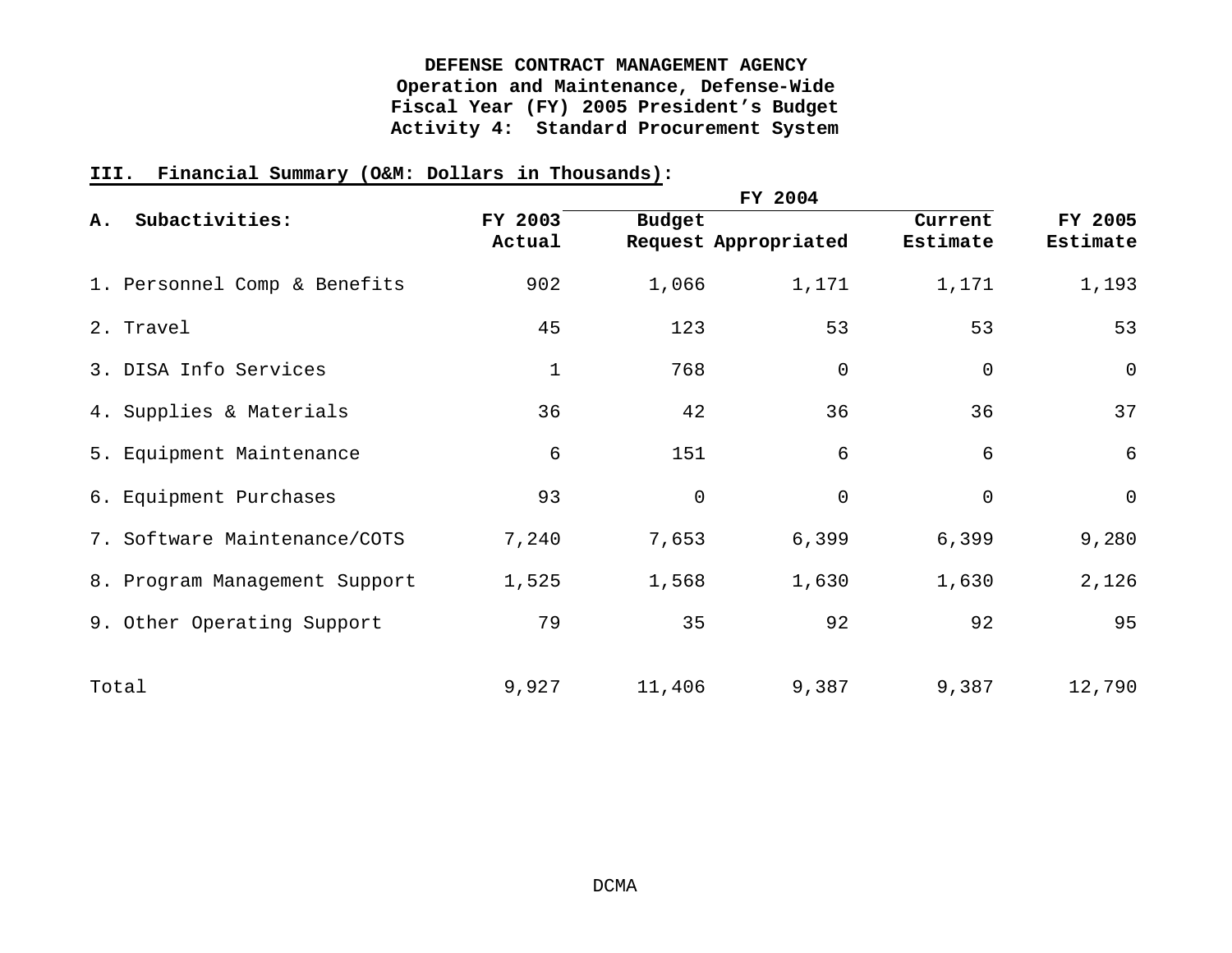**DEFENSE CONTRACT MANAGEMENT AGENCY**
**Operation and Maintenance, Defense-Wide**
**Fiscal Year (FY) 2005 President's Budget**
**Activity 4: Standard Procurement System**

**III. Financial Summary (O&M: Dollars in Thousands):**

| A. Subactivities: | FY 2003 Actual | FY 2004 Budget Request | FY 2004 Appropriated | FY 2004 Current Estimate | FY 2005 Estimate |
|---|---|---|---|---|---|
| 1. Personnel Comp & Benefits | 902 | 1,066 | 1,171 | 1,171 | 1,193 |
| 2. Travel | 45 | 123 | 53 | 53 | 53 |
| 3. DISA Info Services | 1 | 768 | 0 | 0 | 0 |
| 4. Supplies & Materials | 36 | 42 | 36 | 36 | 37 |
| 5. Equipment Maintenance | 6 | 151 | 6 | 6 | 6 |
| 6. Equipment Purchases | 93 | 0 | 0 | 0 | 0 |
| 7. Software Maintenance/COTS | 7,240 | 7,653 | 6,399 | 6,399 | 9,280 |
| 8. Program Management Support | 1,525 | 1,568 | 1,630 | 1,630 | 2,126 |
| 9. Other Operating Support | 79 | 35 | 92 | 92 | 95 |
| Total | 9,927 | 11,406 | 9,387 | 9,387 | 12,790 |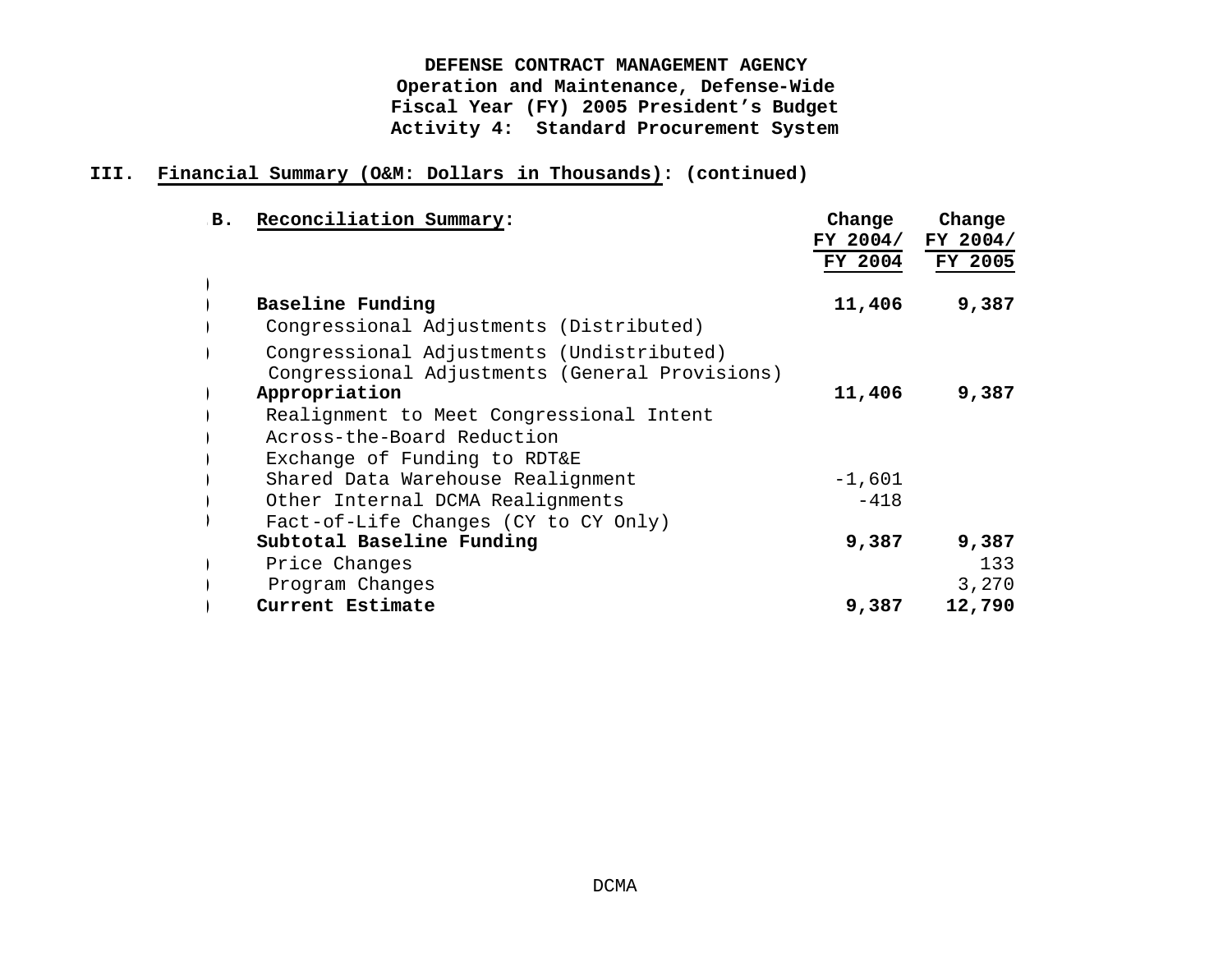**DEFENSE CONTRACT MANAGEMENT AGENCY**
**Operation and Maintenance, Defense-Wide**
**Fiscal Year (FY) 2005 President's Budget**
**Activity 4: Standard Procurement System**

**III. Financial Summary (O&M: Dollars in Thousands): (continued)**

| **B. Reconciliation Summary:** | **Change FY 2004/ FY 2004** | **Change FY 2004/ FY 2005** |
|---|---|---|
| **Baseline Funding** | **11,406** | **9,387** |
| Congressional Adjustments (Distributed) | | |
| Congressional Adjustments (Undistributed) | | |
| Congressional Adjustments (General Provisions) | | |
| **Appropriation** | **11,406** | **9,387** |
| Realignment to Meet Congressional Intent | | |
| Across-the-Board Reduction | | |
| Exchange of Funding to RDT&E | | |
| Shared Data Warehouse Realignment | -1,601 | |
| Other Internal DCMA Realignments | -418 | |
| Fact-of-Life Changes (CY to CY Only) | | |
| **Subtotal Baseline Funding** | **9,387** | **9,387** |
| Price Changes | | 133 |
| Program Changes | | 3,270 |
| **Current Estimate** | **9,387** | **12,790** |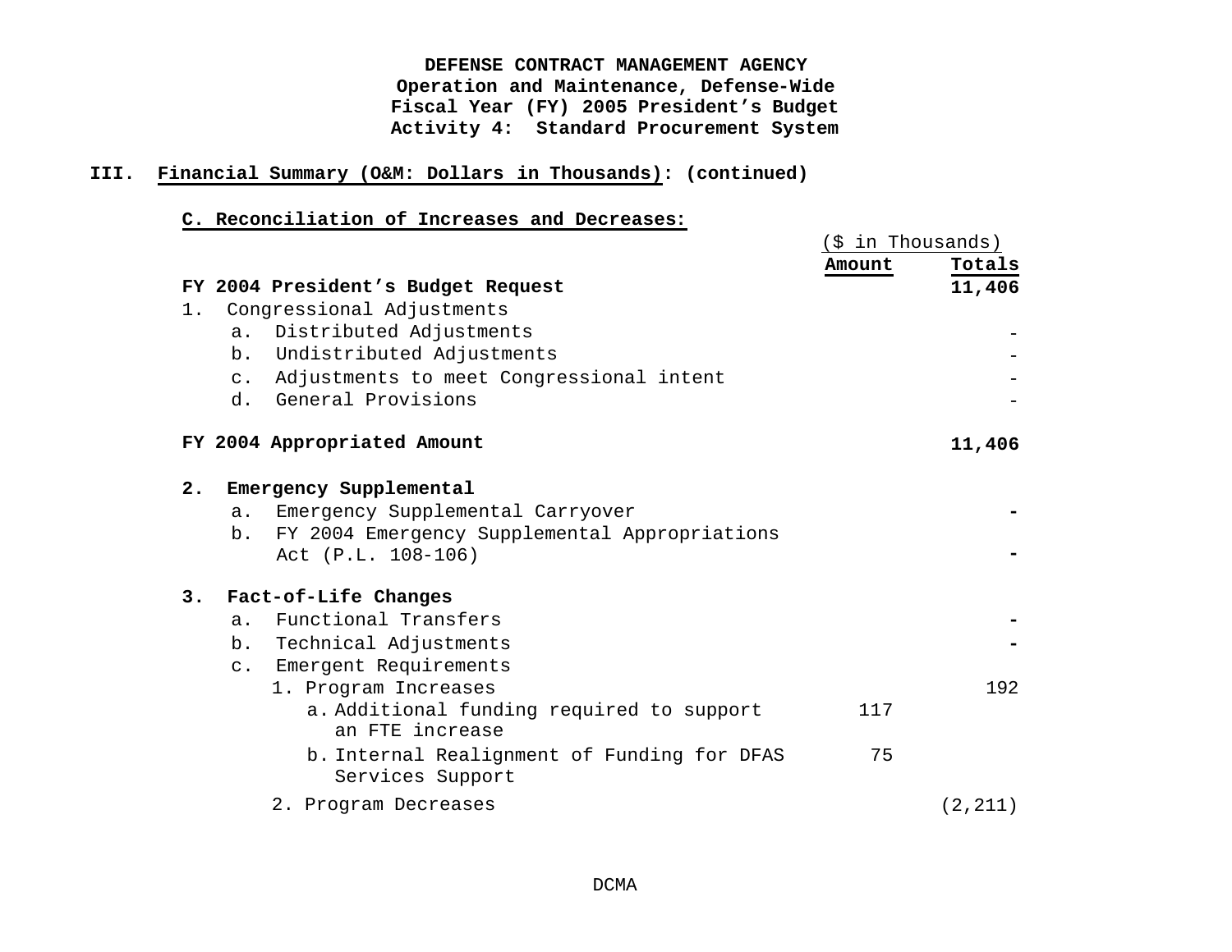**DEFENSE CONTRACT MANAGEMENT AGENCY**
**Operation and Maintenance, Defense-Wide**
**Fiscal Year (FY) 2005 President's Budget**
**Activity 4: Standard Procurement System**

## III. Financial Summary (O&M: Dollars in Thousands): (continued)

### C. Reconciliation of Increases and Decreases:

| | ($ in Thousands) | |
|---|---|---|
| | **Amount** | **Totals** |
| **FY 2004 President's Budget Request** | | **11,406** |
| 1. Congressional Adjustments | | |
| a. Distributed Adjustments | | - |
| b. Undistributed Adjustments | | - |
| c. Adjustments to meet Congressional intent | | - |
| d. General Provisions | | - |
| **FY 2004 Appropriated Amount** | | **11,406** |
| **2. Emergency Supplemental** | | |
| a. Emergency Supplemental Carryover | | **-** |
| b. FY 2004 Emergency Supplemental Appropriations Act (P.L. 108-106) | | **-** |
| **3. Fact-of-Life Changes** | | |
| a. Functional Transfers | | **-** |
| b. Technical Adjustments | | **-** |
| c. Emergent Requirements | | |
| 1. Program Increases | | 192 |
| a. Additional funding required to support an FTE increase | 117 | |
| b. Internal Realignment of Funding for DFAS Services Support | 75 | |
| 2. Program Decreases | | (2,211) |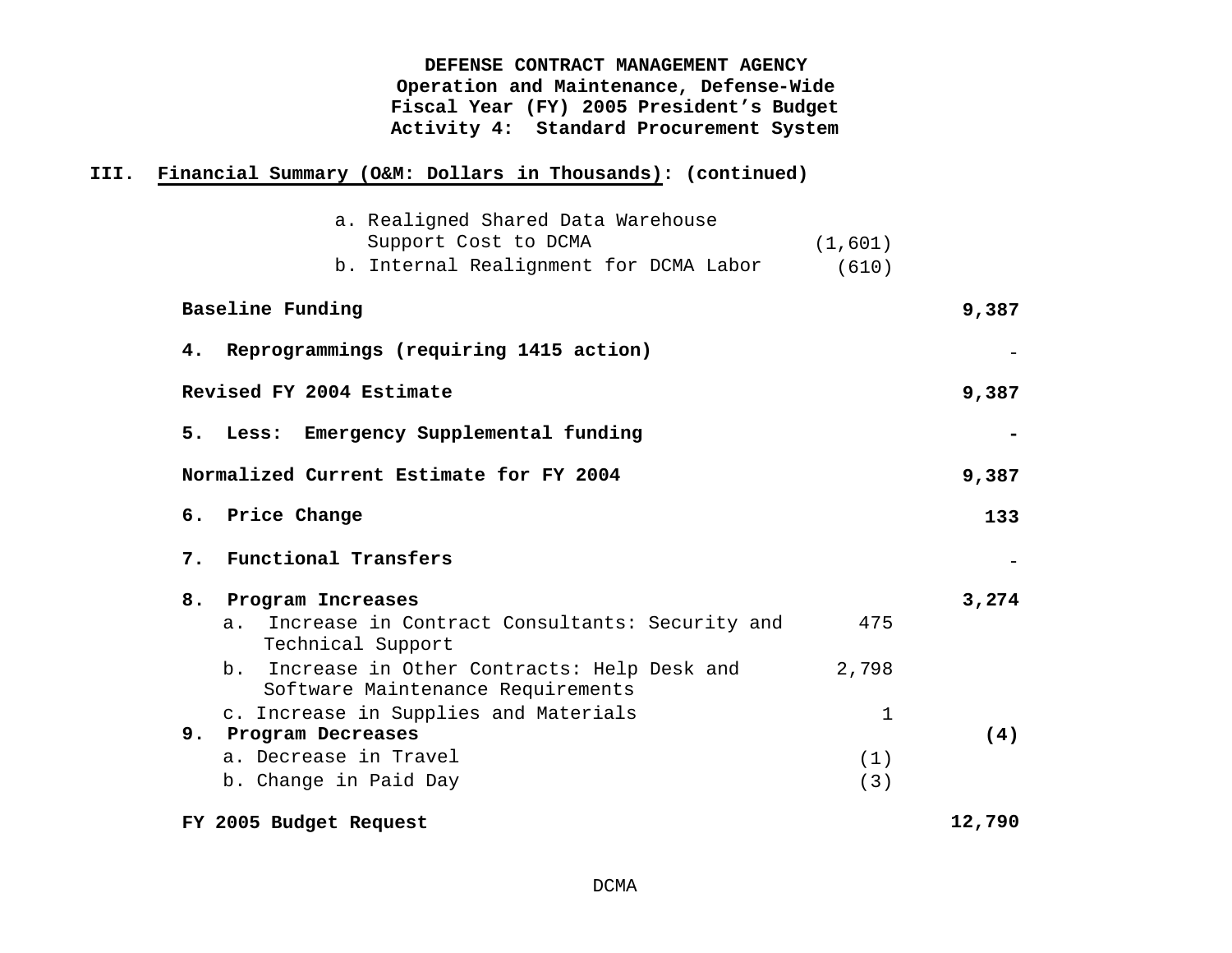**DEFENSE CONTRACT MANAGEMENT AGENCY**
**Operation and Maintenance, Defense-Wide**
**Fiscal Year (FY) 2005 President's Budget**
**Activity 4: Standard Procurement System**

**III. Financial Summary (O&M: Dollars in Thousands): (continued)**

| | | |
|---|---|---|
| a. Realigned Shared Data Warehouse Support Cost to DCMA | (1,601) | |
| b. Internal Realignment for DCMA Labor | (610) | |
| **Baseline Funding** | | **9,387** |
| **4. Reprogrammings (requiring 1415 action)** | | - |
| **Revised FY 2004 Estimate** | | **9,387** |
| **5. Less: Emergency Supplemental funding** | | **-** |
| **Normalized Current Estimate for FY 2004** | | **9,387** |
| **6. Price Change** | | **133** |
| **7. Functional Transfers** | | - |
| **8. Program Increases** | | **3,274** |
| a. Increase in Contract Consultants: Security and Technical Support | 475 | |
| b. Increase in Other Contracts: Help Desk and Software Maintenance Requirements | 2,798 | |
| c. Increase in Supplies and Materials | 1 | |
| **9. Program Decreases** | | **(4)** |
| a. Decrease in Travel | (1) | |
| b. Change in Paid Day | (3) | |
| **FY 2005 Budget Request** | | **12,790** |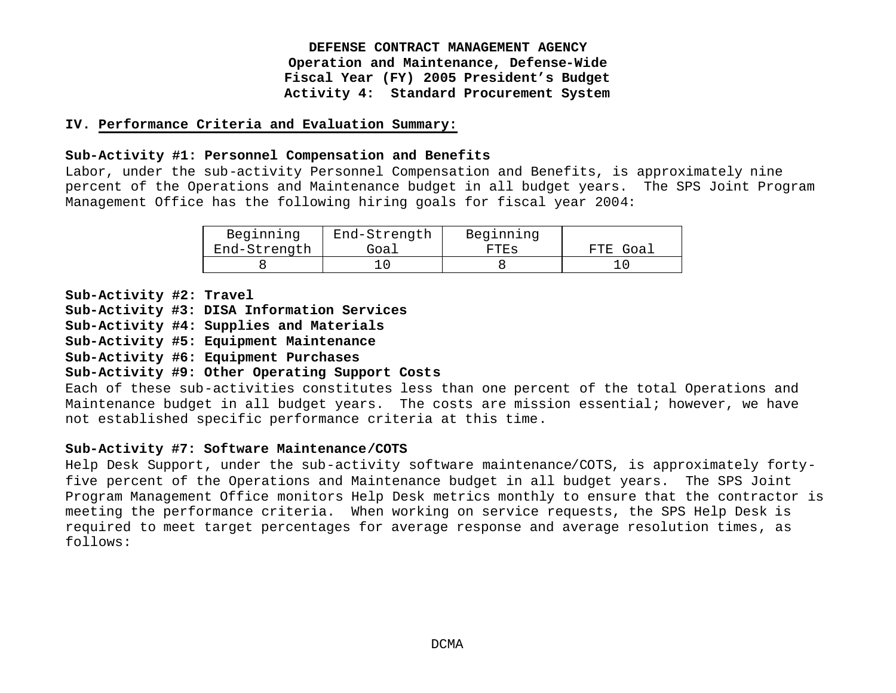**DEFENSE CONTRACT MANAGEMENT AGENCY**
**Operation and Maintenance, Defense-Wide**
**Fiscal Year (FY) 2005 President's Budget**
**Activity 4: Standard Procurement System**

## IV. Performance Criteria and Evaluation Summary:

**Sub-Activity #1: Personnel Compensation and Benefits**
Labor, under the sub-activity Personnel Compensation and Benefits, is approximately nine percent of the Operations and Maintenance budget in all budget years. The SPS Joint Program Management Office has the following hiring goals for fiscal year 2004:

| Beginning End-Strength | End-Strength Goal | Beginning FTEs | FTE Goal |
|---|---|---|---|
| 8 | 10 | 8 | 10 |

**Sub-Activity #2: Travel**
**Sub-Activity #3: DISA Information Services**
**Sub-Activity #4: Supplies and Materials**
**Sub-Activity #5: Equipment Maintenance**
**Sub-Activity #6: Equipment Purchases**
**Sub-Activity #9: Other Operating Support Costs**
Each of these sub-activities constitutes less than one percent of the total Operations and Maintenance budget in all budget years. The costs are mission essential; however, we have not established specific performance criteria at this time.

**Sub-Activity #7: Software Maintenance/COTS**
Help Desk Support, under the sub-activity software maintenance/COTS, is approximately forty-five percent of the Operations and Maintenance budget in all budget years. The SPS Joint Program Management Office monitors Help Desk metrics monthly to ensure that the contractor is meeting the performance criteria. When working on service requests, the SPS Help Desk is required to meet target percentages for average response and average resolution times, as follows: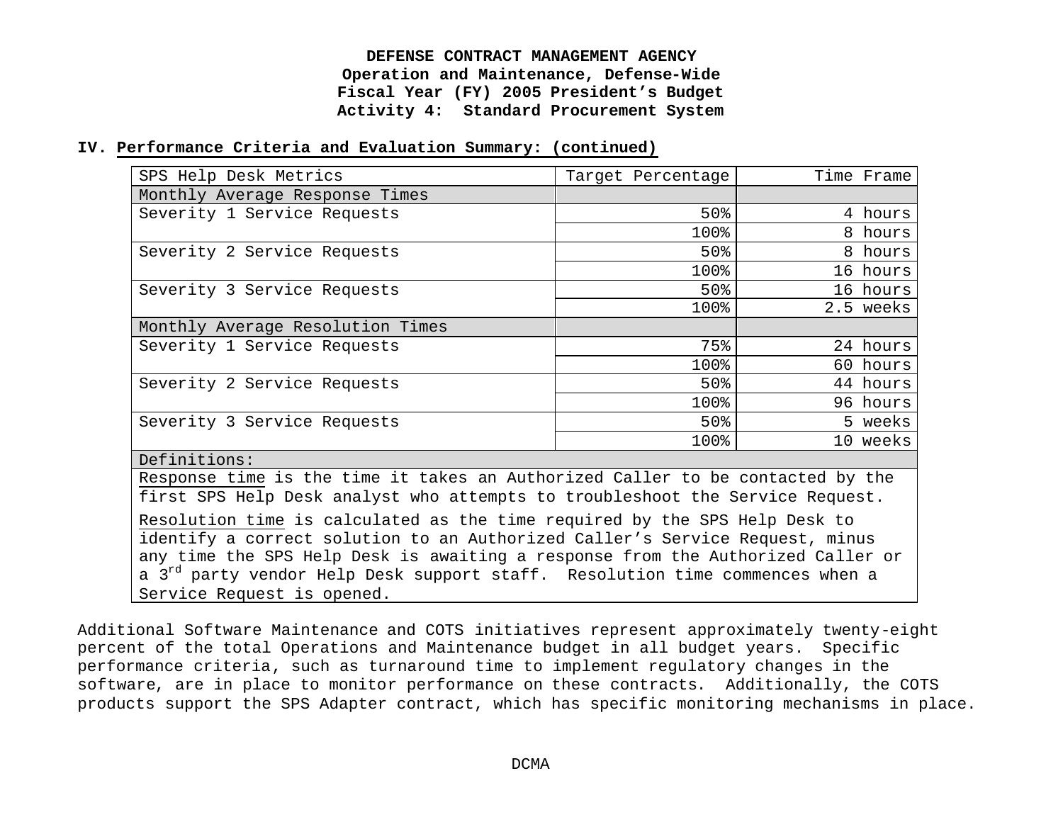**DEFENSE CONTRACT MANAGEMENT AGENCY**
**Operation and Maintenance, Defense-Wide**
**Fiscal Year (FY) 2005 President's Budget**
**Activity 4: Standard Procurement System**

**IV. Performance Criteria and Evaluation Summary: (continued)**

| SPS Help Desk Metrics | Target Percentage | Time Frame |
|---|---|---|
| Monthly Average Response Times | | |
| Severity 1 Service Requests | 50% | 4 hours |
| | 100% | 8 hours |
| Severity 2 Service Requests | 50% | 8 hours |
| | 100% | 16 hours |
| Severity 3 Service Requests | 50% | 16 hours |
| | 100% | 2.5 weeks |
| Monthly Average Resolution Times | | |
| Severity 1 Service Requests | 75% | 24 hours |
| | 100% | 60 hours |
| Severity 2 Service Requests | 50% | 44 hours |
| | 100% | 96 hours |
| Severity 3 Service Requests | 50% | 5 weeks |
| | 100% | 10 weeks |
| Definitions: | | |
| Response time is the time it takes an Authorized Caller to be contacted by the first SPS Help Desk analyst who attempts to troubleshoot the Service Request. Resolution time is calculated as the time required by the SPS Help Desk to identify a correct solution to an Authorized Caller's Service Request, minus any time the SPS Help Desk is awaiting a response from the Authorized Caller or a 3rd party vendor Help Desk support staff. Resolution time commences when a Service Request is opened. | | |

Additional Software Maintenance and COTS initiatives represent approximately twenty-eight percent of the total Operations and Maintenance budget in all budget years. Specific performance criteria, such as turnaround time to implement regulatory changes in the software, are in place to monitor performance on these contracts. Additionally, the COTS products support the SPS Adapter contract, which has specific monitoring mechanisms in place.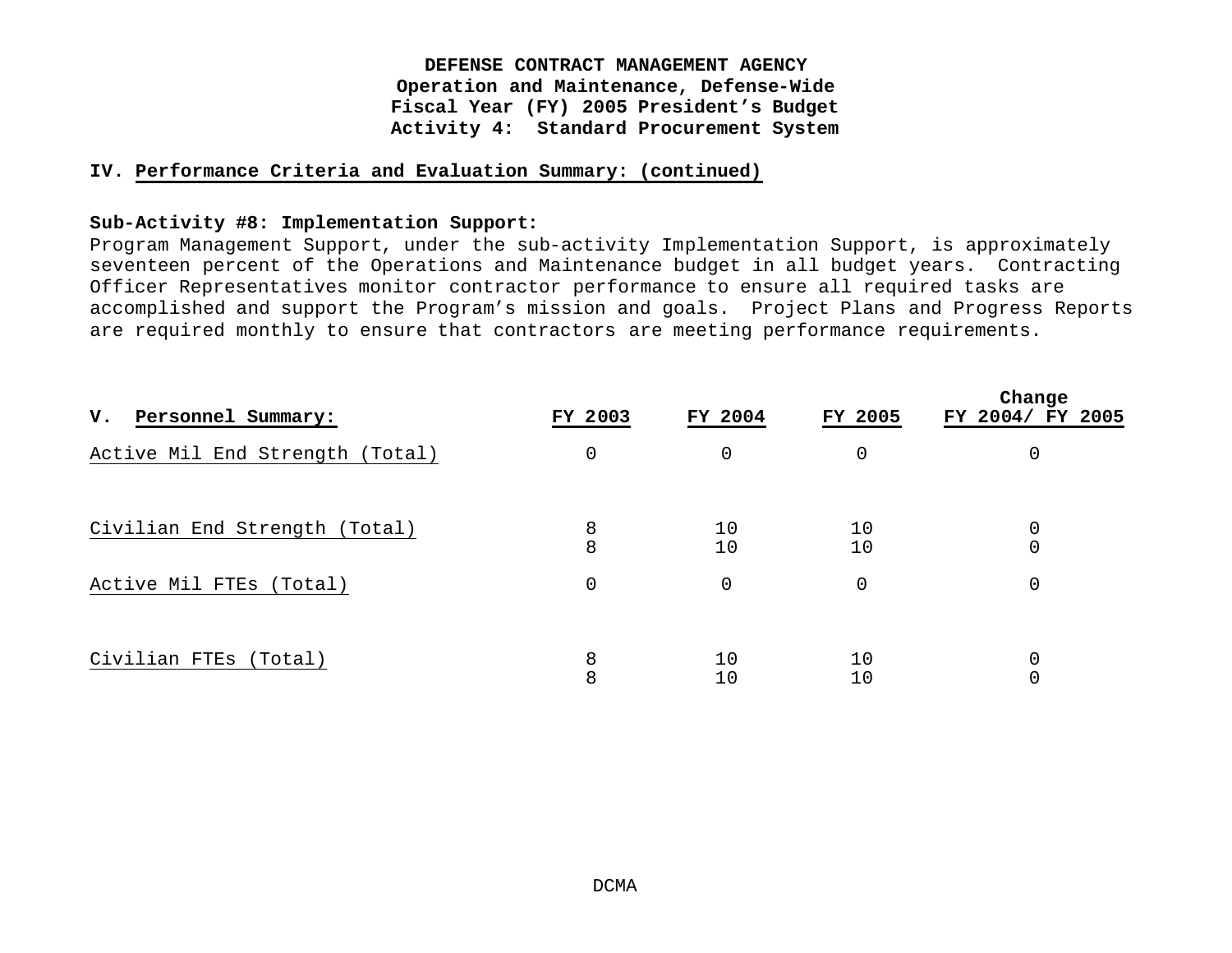**DEFENSE CONTRACT MANAGEMENT AGENCY**
**Operation and Maintenance, Defense-Wide**
**Fiscal Year (FY) 2005 President's Budget**
**Activity 4: Standard Procurement System**

## IV. Performance Criteria and Evaluation Summary: (continued)

**Sub-Activity #8: Implementation Support:**
Program Management Support, under the sub-activity Implementation Support, is approximately seventeen percent of the Operations and Maintenance budget in all budget years. Contracting Officer Representatives monitor contractor performance to ensure all required tasks are accomplished and support the Program's mission and goals. Project Plans and Progress Reports are required monthly to ensure that contractors are meeting performance requirements.

| V. Personnel Summary: | FY 2003 | FY 2004 | FY 2005 | Change FY 2004/ FY 2005 |
|---|---|---|---|---|
| Active Mil End Strength (Total) | 0 | 0 | 0 | 0 |
| Civilian End Strength (Total) | 8 | 10 | 10 | 0 |
| | 8 | 10 | 10 | 0 |
| Active Mil FTEs (Total) | 0 | 0 | 0 | 0 |
| Civilian FTEs (Total) | 8 | 10 | 10 | 0 |
| | 8 | 10 | 10 | 0 |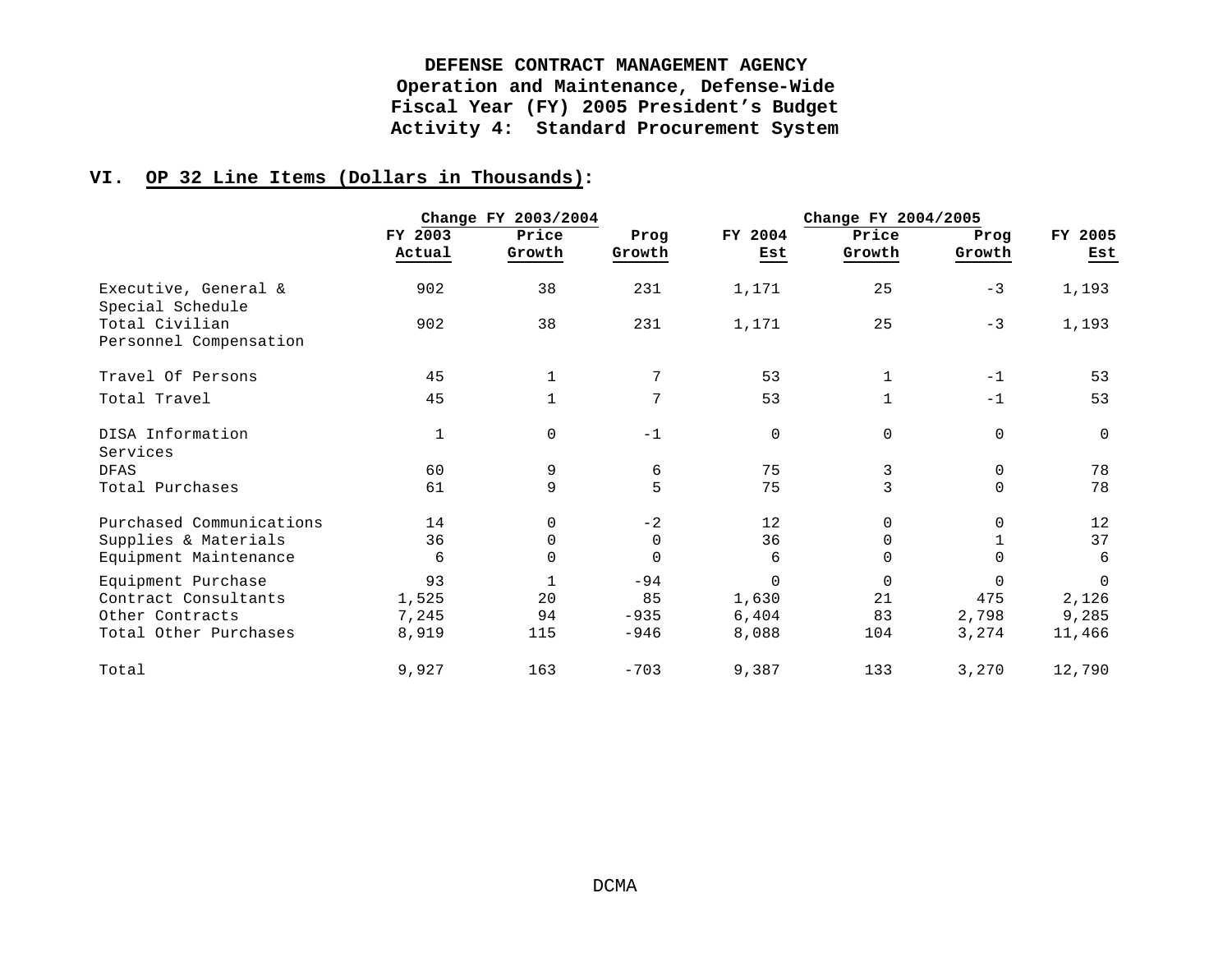**DEFENSE CONTRACT MANAGEMENT AGENCY**
**Operation and Maintenance, Defense-Wide**
**Fiscal Year (FY) 2005 President's Budget**
**Activity 4: Standard Procurement System**

## VI. OP 32 Line Items (Dollars in Thousands):

| | | Change FY 2003/2004 | | | Change FY 2004/2005 | | |
|---|---|---|---|---|---|---|---|
| | FY 2003 Actual | Price Growth | Prog Growth | FY 2004 Est | Price Growth | Prog Growth | FY 2005 Est |
| Executive, General & Special Schedule | 902 | 38 | 231 | 1,171 | 25 | -3 | 1,193 |
| Total Civilian Personnel Compensation | 902 | 38 | 231 | 1,171 | 25 | -3 | 1,193 |
| Travel Of Persons | 45 | 1 | 7 | 53 | 1 | -1 | 53 |
| Total Travel | 45 | 1 | 7 | 53 | 1 | -1 | 53 |
| DISA Information Services | 1 | 0 | -1 | 0 | 0 | 0 | 0 |
| DFAS | 60 | 9 | 6 | 75 | 3 | 0 | 78 |
| Total Purchases | 61 | 9 | 5 | 75 | 3 | 0 | 78 |
| Purchased Communications | 14 | 0 | -2 | 12 | 0 | 0 | 12 |
| Supplies & Materials | 36 | 0 | 0 | 36 | 0 | 1 | 37 |
| Equipment Maintenance | 6 | 0 | 0 | 6 | 0 | 0 | 6 |
| Equipment Purchase | 93 | 1 | -94 | 0 | 0 | 0 | 0 |
| Contract Consultants | 1,525 | 20 | 85 | 1,630 | 21 | 475 | 2,126 |
| Other Contracts | 7,245 | 94 | -935 | 6,404 | 83 | 2,798 | 9,285 |
| Total Other Purchases | 8,919 | 115 | -946 | 8,088 | 104 | 3,274 | 11,466 |
| Total | 9,927 | 163 | -703 | 9,387 | 133 | 3,270 | 12,790 |